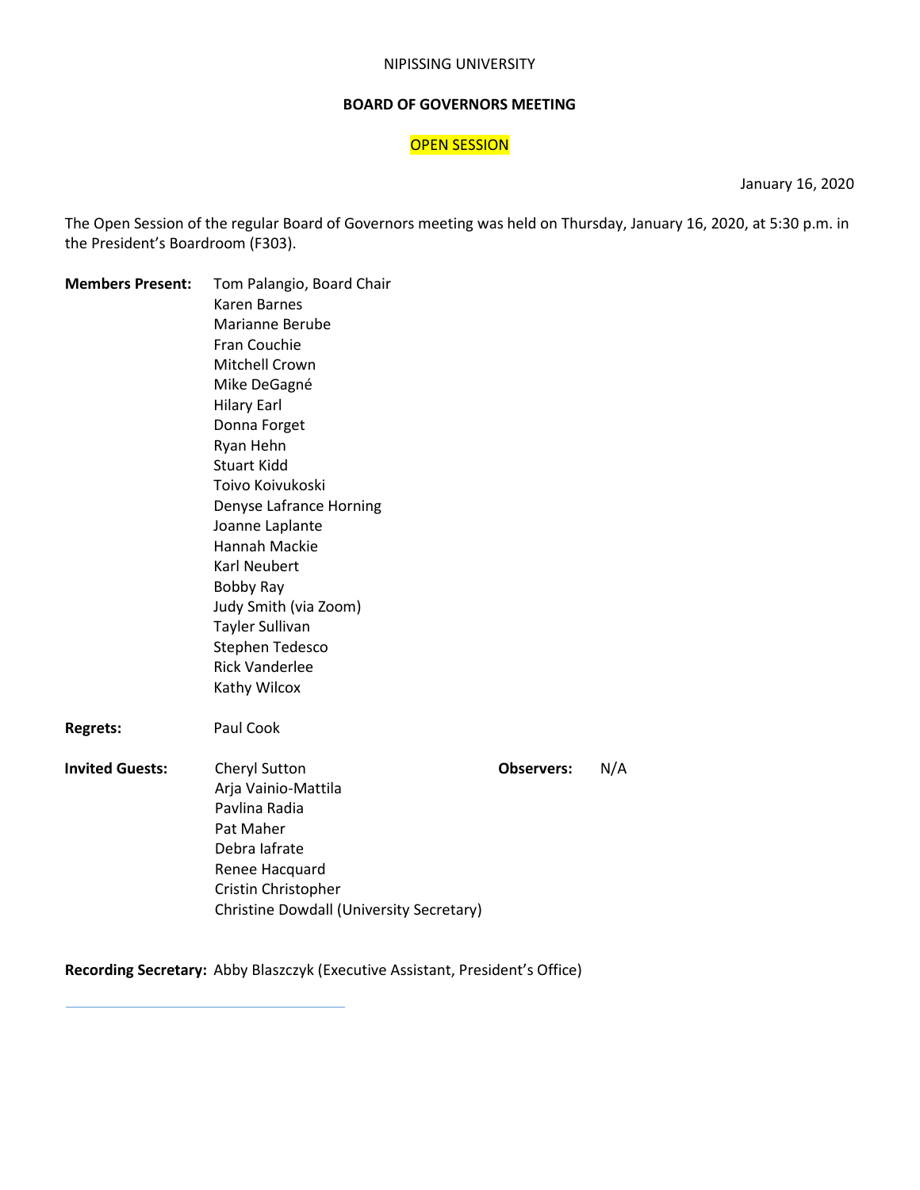NIPISSING UNIVERSITY

**BOARD OF GOVERNORS MEETING**

OPEN SESSION

January 16, 2020

The Open Session of the regular Board of Governors meeting was held on Thursday, January 16, 2020, at 5:30 p.m. in the President's Boardroom (F303).

**Members Present:** Tom Palangio, Board Chair
Karen Barnes
Marianne Berube
Fran Couchie
Mitchell Crown
Mike DeGagné
Hilary Earl
Donna Forget
Ryan Hehn
Stuart Kidd
Toivo Koivukoski
Denyse Lafrance Horning
Joanne Laplante
Hannah Mackie
Karl Neubert
Bobby Ray
Judy Smith (via Zoom)
Tayler Sullivan
Stephen Tedesco
Rick Vanderlee
Kathy Wilcox

**Regrets:** Paul Cook

**Invited Guests:** Cheryl Sutton
Arja Vainio-Mattila
Pavlina Radia
Pat Maher
Debra Iafrate
Renee Hacquard
Cristin Christopher
Christine Dowdall (University Secretary)

**Observers:** N/A

**Recording Secretary:** Abby Blaszczyk (Executive Assistant, President's Office)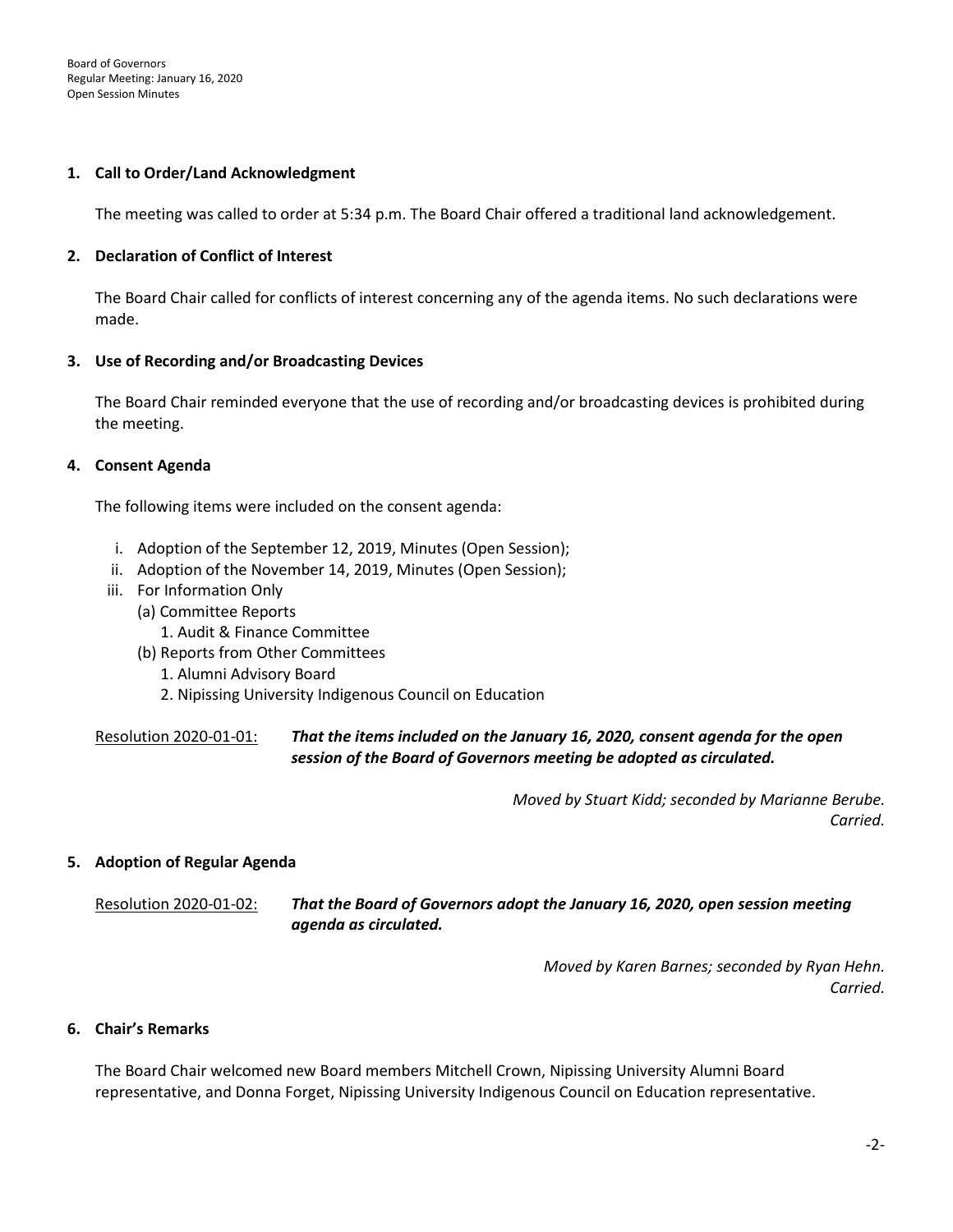## 1. Call to Order/Land Acknowledgment

The meeting was called to order at 5:34 p.m. The Board Chair offered a traditional land acknowledgement.

## 2. Declaration of Conflict of Interest

The Board Chair called for conflicts of interest concerning any of the agenda items. No such declarations were made.

## 3. Use of Recording and/or Broadcasting Devices

The Board Chair reminded everyone that the use of recording and/or broadcasting devices is prohibited during the meeting.

## 4. Consent Agenda

The following items were included on the consent agenda:

- i. Adoption of the September 12, 2019, Minutes (Open Session);
- ii. Adoption of the November 14, 2019, Minutes (Open Session);
- iii. For Information Only
  - (a) Committee Reports
    - 1. Audit & Finance Committee
  - (b) Reports from Other Committees
    - 1. Alumni Advisory Board
    - 2. Nipissing University Indigenous Council on Education

Resolution 2020-01-01: ***That the items included on the January 16, 2020, consent agenda for the open session of the Board of Governors meeting be adopted as circulated.***

*Moved by Stuart Kidd; seconded by Marianne Berube.*
*Carried.*

## 5. Adoption of Regular Agenda

Resolution 2020-01-02: ***That the Board of Governors adopt the January 16, 2020, open session meeting agenda as circulated.***

*Moved by Karen Barnes; seconded by Ryan Hehn.*
*Carried.*

## 6. Chair's Remarks

The Board Chair welcomed new Board members Mitchell Crown, Nipissing University Alumni Board representative, and Donna Forget, Nipissing University Indigenous Council on Education representative.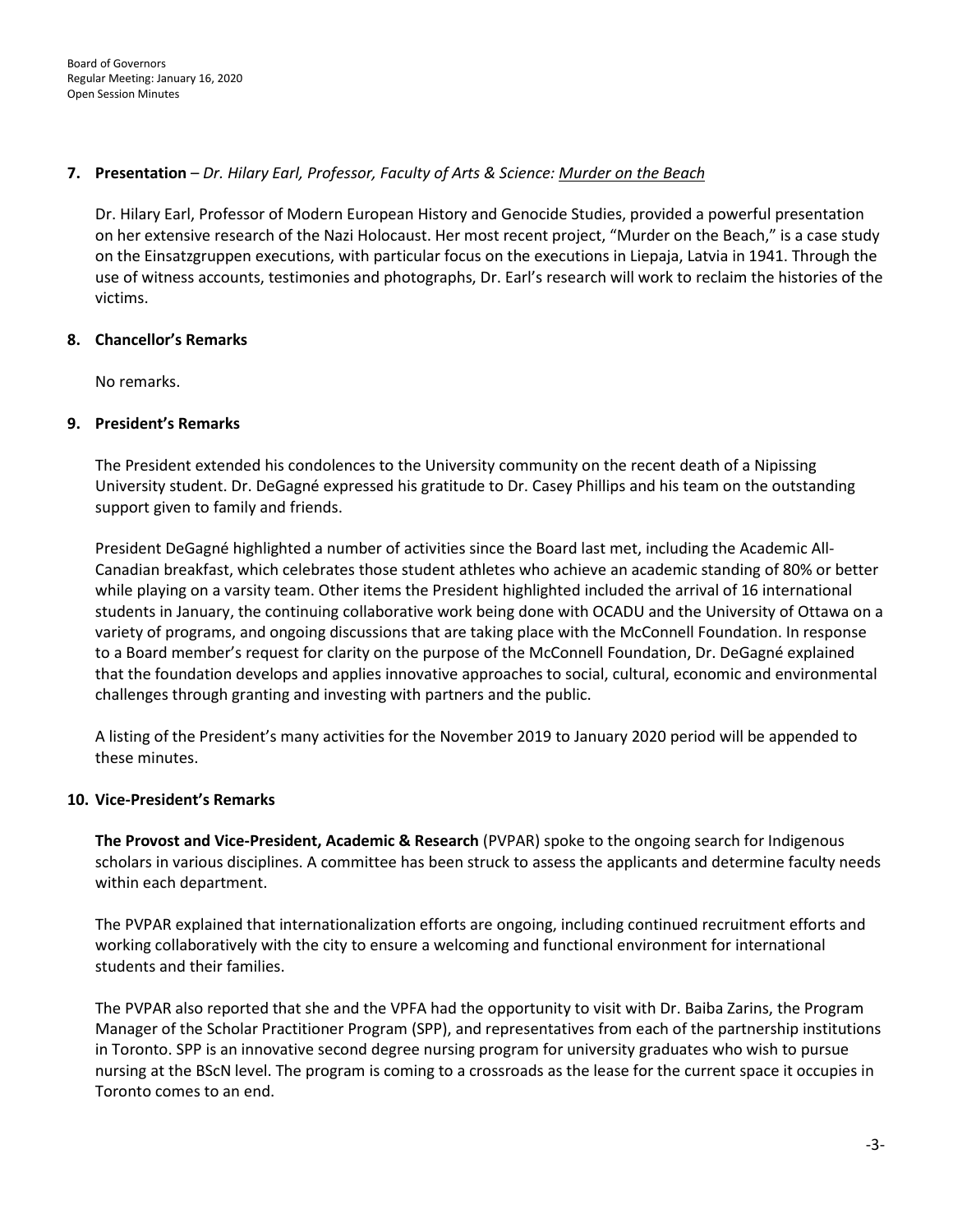**7. Presentation** – *Dr. Hilary Earl, Professor, Faculty of Arts & Science: Murder on the Beach*

Dr. Hilary Earl, Professor of Modern European History and Genocide Studies, provided a powerful presentation on her extensive research of the Nazi Holocaust. Her most recent project, "Murder on the Beach," is a case study on the Einsatzgruppen executions, with particular focus on the executions in Liepaja, Latvia in 1941. Through the use of witness accounts, testimonies and photographs, Dr. Earl's research will work to reclaim the histories of the victims.

**8. Chancellor's Remarks**

No remarks.

**9. President's Remarks**

The President extended his condolences to the University community on the recent death of a Nipissing University student. Dr. DeGagné expressed his gratitude to Dr. Casey Phillips and his team on the outstanding support given to family and friends.

President DeGagné highlighted a number of activities since the Board last met, including the Academic All-Canadian breakfast, which celebrates those student athletes who achieve an academic standing of 80% or better while playing on a varsity team. Other items the President highlighted included the arrival of 16 international students in January, the continuing collaborative work being done with OCADU and the University of Ottawa on a variety of programs, and ongoing discussions that are taking place with the McConnell Foundation. In response to a Board member's request for clarity on the purpose of the McConnell Foundation, Dr. DeGagné explained that the foundation develops and applies innovative approaches to social, cultural, economic and environmental challenges through granting and investing with partners and the public.

A listing of the President's many activities for the November 2019 to January 2020 period will be appended to these minutes.

**10. Vice-President's Remarks**

**The Provost and Vice-President, Academic & Research** (PVPAR) spoke to the ongoing search for Indigenous scholars in various disciplines. A committee has been struck to assess the applicants and determine faculty needs within each department.

The PVPAR explained that internationalization efforts are ongoing, including continued recruitment efforts and working collaboratively with the city to ensure a welcoming and functional environment for international students and their families.

The PVPAR also reported that she and the VPFA had the opportunity to visit with Dr. Baiba Zarins, the Program Manager of the Scholar Practitioner Program (SPP), and representatives from each of the partnership institutions in Toronto. SPP is an innovative second degree nursing program for university graduates who wish to pursue nursing at the BScN level. The program is coming to a crossroads as the lease for the current space it occupies in Toronto comes to an end.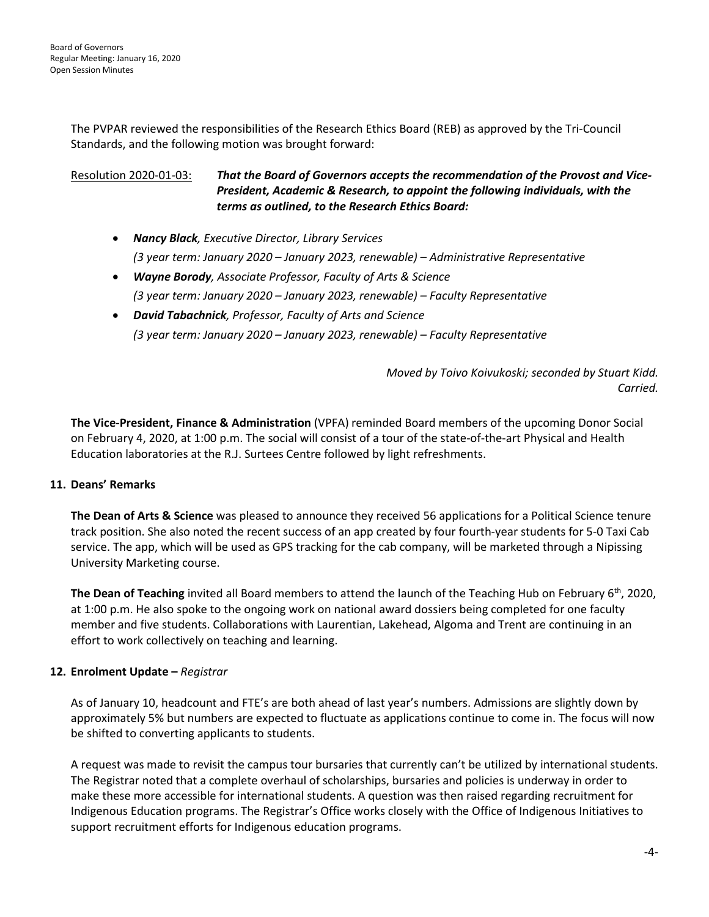The PVPAR reviewed the responsibilities of the Research Ethics Board (REB) as approved by the Tri-Council Standards, and the following motion was brought forward:

Resolution 2020-01-03: ***That the Board of Governors accepts the recommendation of the Provost and Vice-President, Academic & Research, to appoint the following individuals, with the terms as outlined, to the Research Ethics Board:***

- ***Nancy Black**, Executive Director, Library Services*
  *(3 year term: January 2020 – January 2023, renewable) – Administrative Representative*
- ***Wayne Borody**, Associate Professor, Faculty of Arts & Science*
  *(3 year term: January 2020 – January 2023, renewable) – Faculty Representative*
- ***David Tabachnick**, Professor, Faculty of Arts and Science*
  *(3 year term: January 2020 – January 2023, renewable) – Faculty Representative*

*Moved by Toivo Koivukoski; seconded by Stuart Kidd.*
*Carried.*

**The Vice-President, Finance & Administration** (VPFA) reminded Board members of the upcoming Donor Social on February 4, 2020, at 1:00 p.m. The social will consist of a tour of the state-of-the-art Physical and Health Education laboratories at the R.J. Surtees Centre followed by light refreshments.

## 11. Deans' Remarks

**The Dean of Arts & Science** was pleased to announce they received 56 applications for a Political Science tenure track position. She also noted the recent success of an app created by four fourth-year students for 5-0 Taxi Cab service. The app, which will be used as GPS tracking for the cab company, will be marketed through a Nipissing University Marketing course.

**The Dean of Teaching** invited all Board members to attend the launch of the Teaching Hub on February 6th, 2020, at 1:00 p.m. He also spoke to the ongoing work on national award dossiers being completed for one faculty member and five students. Collaborations with Laurentian, Lakehead, Algoma and Trent are continuing in an effort to work collectively on teaching and learning.

## 12. Enrolment Update – *Registrar*

As of January 10, headcount and FTE's are both ahead of last year's numbers. Admissions are slightly down by approximately 5% but numbers are expected to fluctuate as applications continue to come in. The focus will now be shifted to converting applicants to students.

A request was made to revisit the campus tour bursaries that currently can't be utilized by international students. The Registrar noted that a complete overhaul of scholarships, bursaries and policies is underway in order to make these more accessible for international students. A question was then raised regarding recruitment for Indigenous Education programs. The Registrar's Office works closely with the Office of Indigenous Initiatives to support recruitment efforts for Indigenous education programs.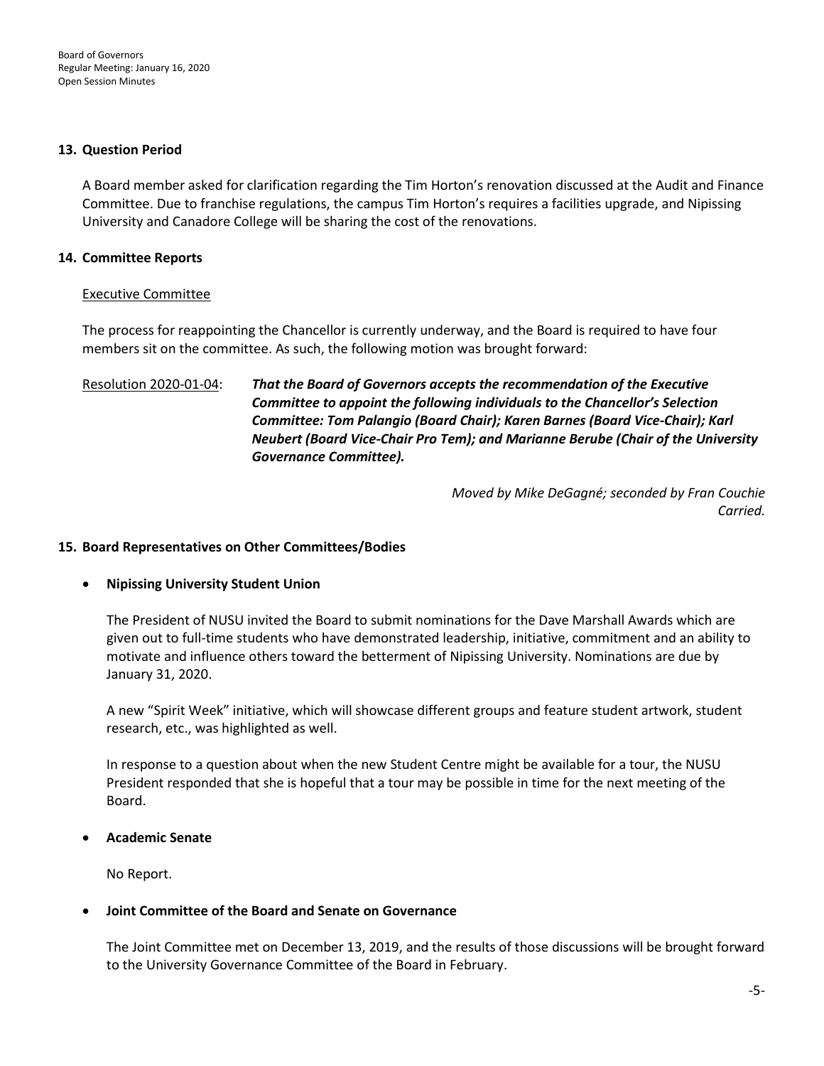## 13. Question Period

A Board member asked for clarification regarding the Tim Horton's renovation discussed at the Audit and Finance Committee. Due to franchise regulations, the campus Tim Horton's requires a facilities upgrade, and Nipissing University and Canadore College will be sharing the cost of the renovations.

## 14. Committee Reports

Executive Committee

The process for reappointing the Chancellor is currently underway, and the Board is required to have four members sit on the committee. As such, the following motion was brought forward:

Resolution 2020-01-04: ***That the Board of Governors accepts the recommendation of the Executive Committee to appoint the following individuals to the Chancellor's Selection Committee: Tom Palangio (Board Chair); Karen Barnes (Board Vice-Chair); Karl Neubert (Board Vice-Chair Pro Tem); and Marianne Berube (Chair of the University Governance Committee).***

*Moved by Mike DeGagné; seconded by Fran Couchie*
*Carried.*

## 15. Board Representatives on Other Committees/Bodies

- **Nipissing University Student Union**

  The President of NUSU invited the Board to submit nominations for the Dave Marshall Awards which are given out to full-time students who have demonstrated leadership, initiative, commitment and an ability to motivate and influence others toward the betterment of Nipissing University. Nominations are due by January 31, 2020.

  A new "Spirit Week" initiative, which will showcase different groups and feature student artwork, student research, etc., was highlighted as well.

  In response to a question about when the new Student Centre might be available for a tour, the NUSU President responded that she is hopeful that a tour may be possible in time for the next meeting of the Board.

- **Academic Senate**

  No Report.

- **Joint Committee of the Board and Senate on Governance**

  The Joint Committee met on December 13, 2019, and the results of those discussions will be brought forward to the University Governance Committee of the Board in February.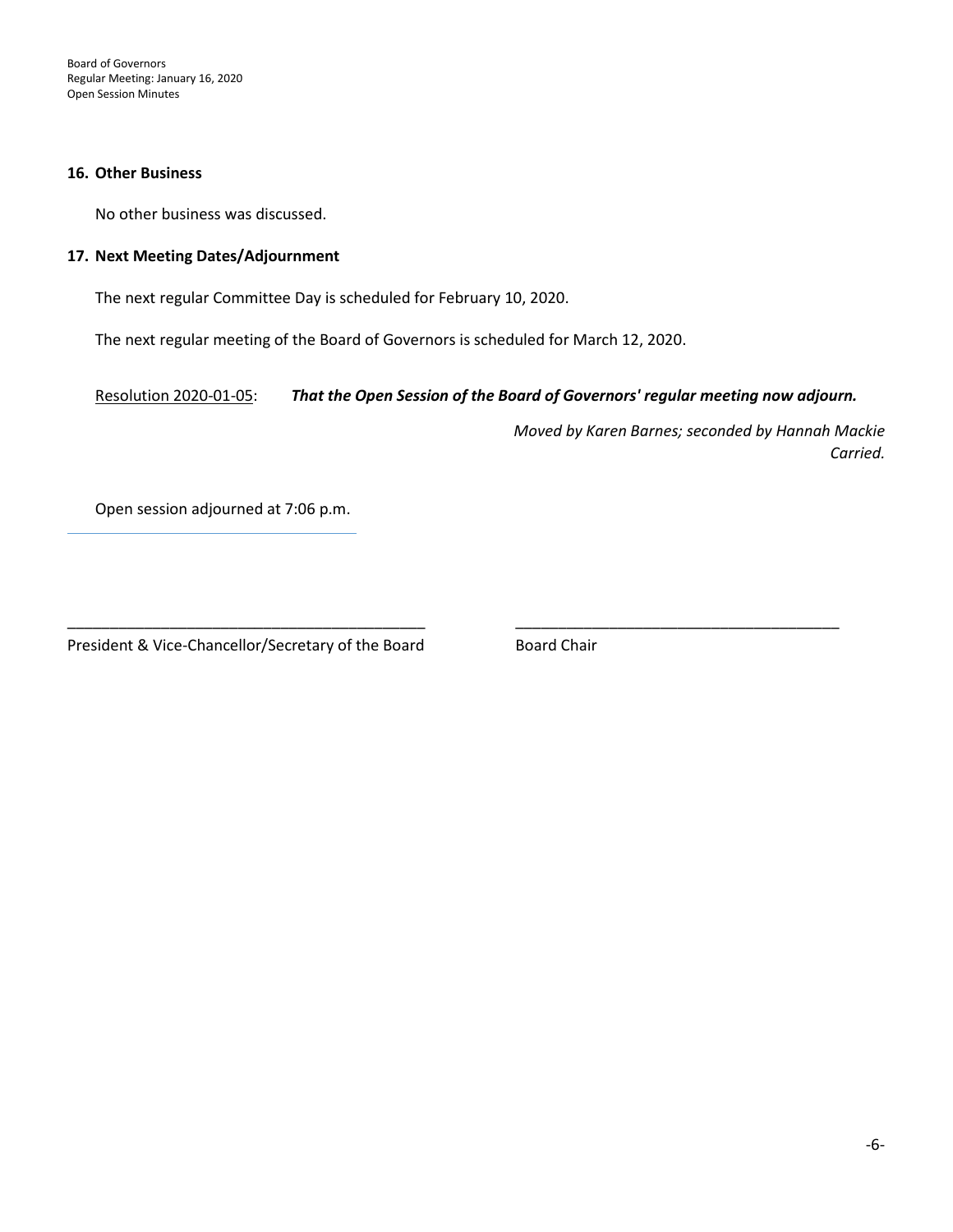## 16. Other Business

No other business was discussed.

## 17. Next Meeting Dates/Adjournment

The next regular Committee Day is scheduled for February 10, 2020.

The next regular meeting of the Board of Governors is scheduled for March 12, 2020.

Resolution 2020-01-05: ***That the Open Session of the Board of Governors' regular meeting now adjourn.***

*Moved by Karen Barnes; seconded by Hannah Mackie*
*Carried.*

Open session adjourned at 7:06 p.m.

___________________________________________ ______________________________________

President & Vice-Chancellor/Secretary of the Board Board Chair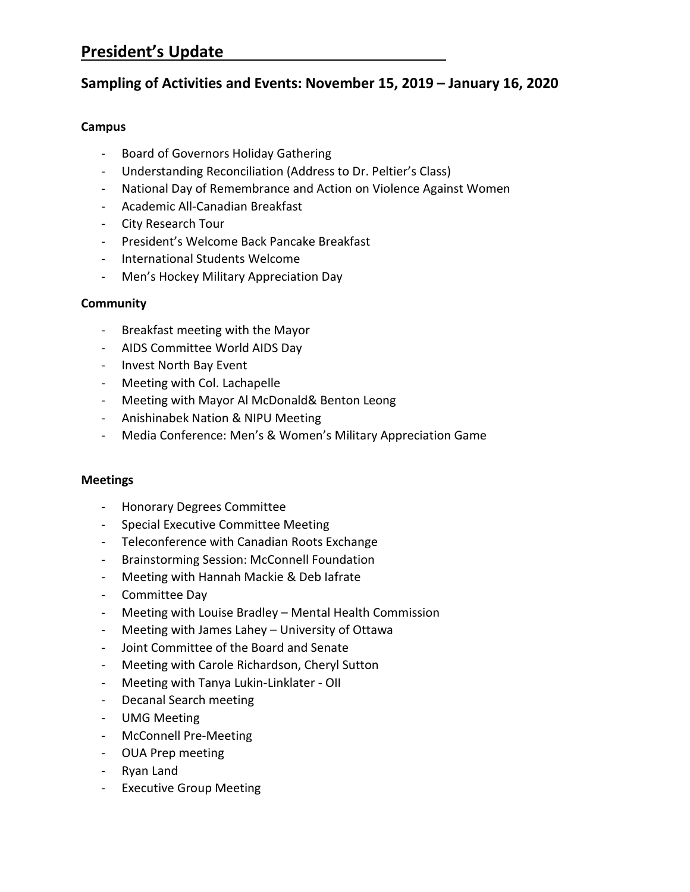# President's Update

## Sampling of Activities and Events: November 15, 2019 – January 16, 2020

**Campus**

- Board of Governors Holiday Gathering
- Understanding Reconciliation (Address to Dr. Peltier's Class)
- National Day of Remembrance and Action on Violence Against Women
- Academic All-Canadian Breakfast
- City Research Tour
- President's Welcome Back Pancake Breakfast
- International Students Welcome
- Men's Hockey Military Appreciation Day

**Community**

- Breakfast meeting with the Mayor
- AIDS Committee World AIDS Day
- Invest North Bay Event
- Meeting with Col. Lachapelle
- Meeting with Mayor Al McDonald& Benton Leong
- Anishinabek Nation & NIPU Meeting
- Media Conference: Men's & Women's Military Appreciation Game

**Meetings**

- Honorary Degrees Committee
- Special Executive Committee Meeting
- Teleconference with Canadian Roots Exchange
- Brainstorming Session: McConnell Foundation
- Meeting with Hannah Mackie & Deb Iafrate
- Committee Day
- Meeting with Louise Bradley – Mental Health Commission
- Meeting with James Lahey – University of Ottawa
- Joint Committee of the Board and Senate
- Meeting with Carole Richardson, Cheryl Sutton
- Meeting with Tanya Lukin-Linklater - OII
- Decanal Search meeting
- UMG Meeting
- McConnell Pre-Meeting
- OUA Prep meeting
- Ryan Land
- Executive Group Meeting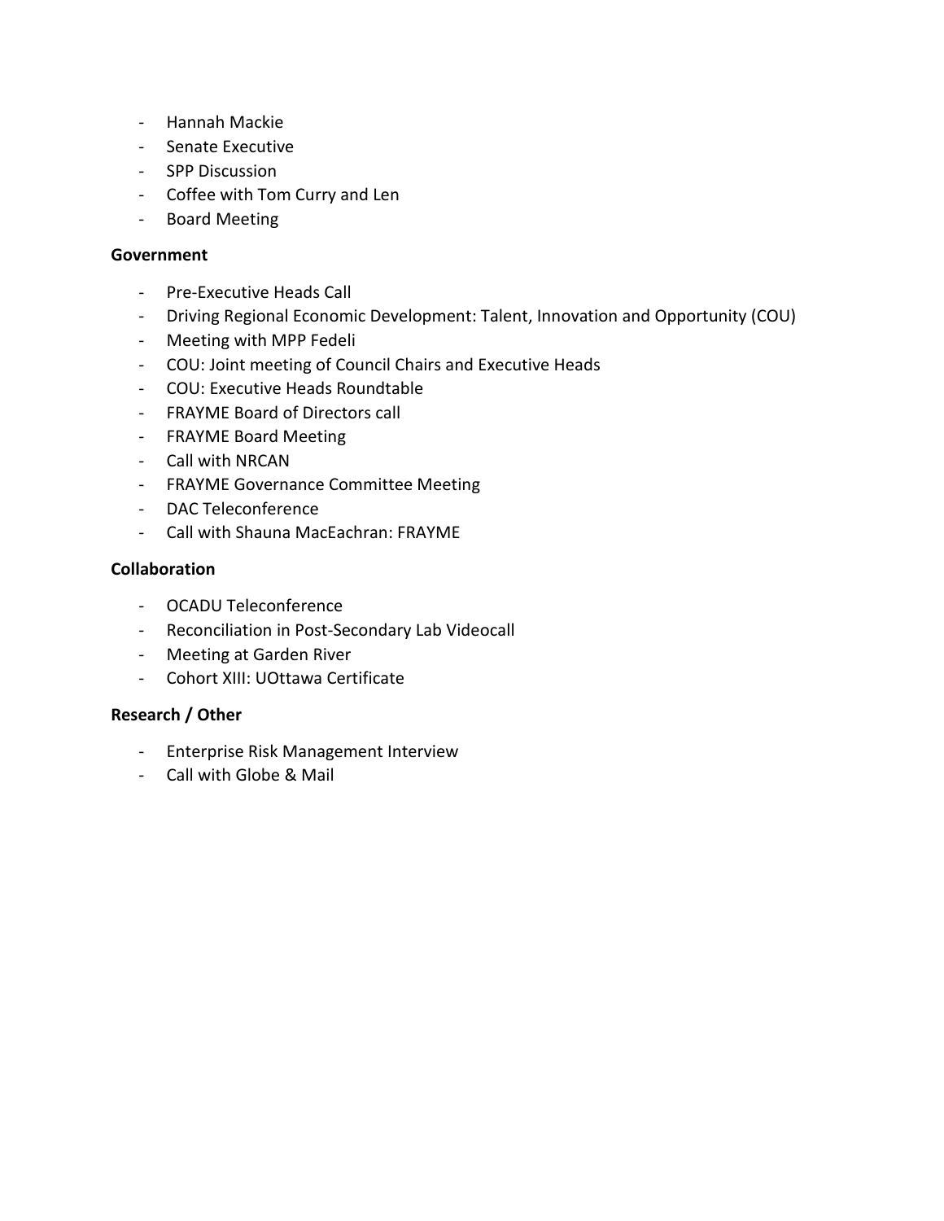- Hannah Mackie
- Senate Executive
- SPP Discussion
- Coffee with Tom Curry and Len
- Board Meeting

**Government**

- Pre-Executive Heads Call
- Driving Regional Economic Development: Talent, Innovation and Opportunity (COU)
- Meeting with MPP Fedeli
- COU: Joint meeting of Council Chairs and Executive Heads
- COU: Executive Heads Roundtable
- FRAYME Board of Directors call
- FRAYME Board Meeting
- Call with NRCAN
- FRAYME Governance Committee Meeting
- DAC Teleconference
- Call with Shauna MacEachran: FRAYME

**Collaboration**

- OCADU Teleconference
- Reconciliation in Post-Secondary Lab Videocall
- Meeting at Garden River
- Cohort XIII: UOttawa Certificate

**Research / Other**

- Enterprise Risk Management Interview
- Call with Globe & Mail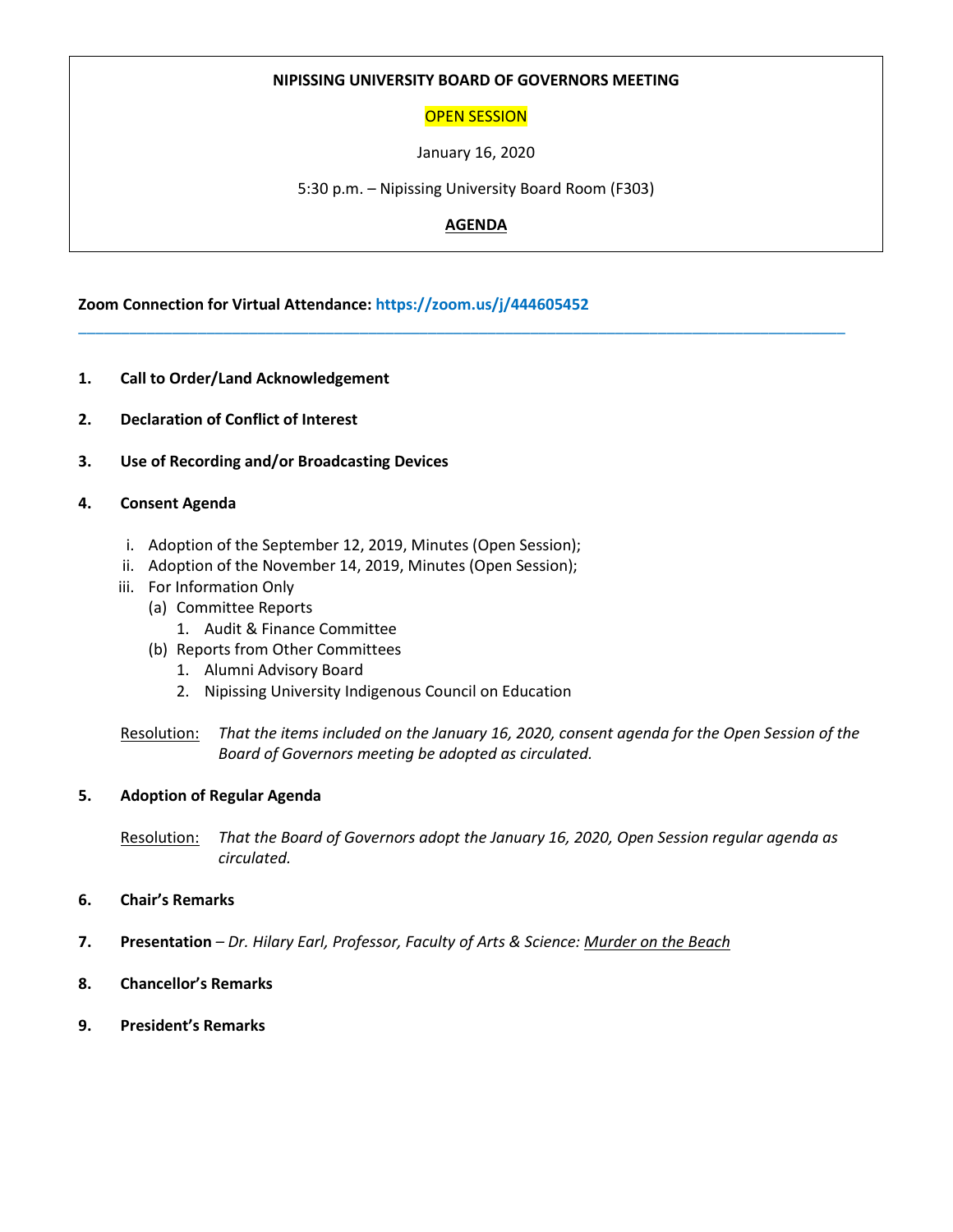**NIPISSING UNIVERSITY BOARD OF GOVERNORS MEETING**

OPEN SESSION

January 16, 2020

5:30 p.m. – Nipissing University Board Room (F303)

**AGENDA**

**Zoom Connection for Virtual Attendance: https://zoom.us/j/444605452**

---

1. **Call to Order/Land Acknowledgement**

2. **Declaration of Conflict of Interest**

3. **Use of Recording and/or Broadcasting Devices**

4. **Consent Agenda**

   i. Adoption of the September 12, 2019, Minutes (Open Session);
   ii. Adoption of the November 14, 2019, Minutes (Open Session);
   iii. For Information Only
      (a) Committee Reports
         1. Audit & Finance Committee
      (b) Reports from Other Committees
         1. Alumni Advisory Board
         2. Nipissing University Indigenous Council on Education

   Resolution: *That the items included on the January 16, 2020, consent agenda for the Open Session of the Board of Governors meeting be adopted as circulated.*

5. **Adoption of Regular Agenda**

   Resolution: *That the Board of Governors adopt the January 16, 2020, Open Session regular agenda as circulated.*

6. **Chair's Remarks**

7. **Presentation** – *Dr. Hilary Earl, Professor, Faculty of Arts & Science: Murder on the Beach*

8. **Chancellor's Remarks**

9. **President's Remarks**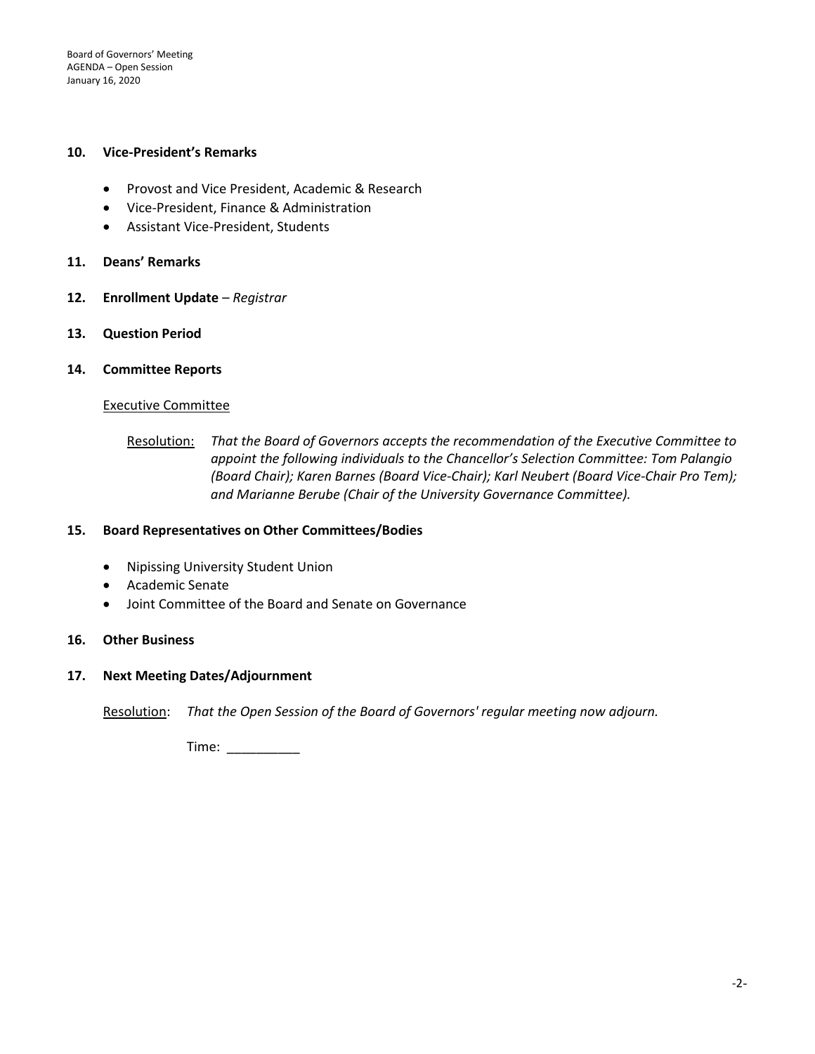## 10. Vice-President's Remarks

- Provost and Vice President, Academic & Research
- Vice-President, Finance & Administration
- Assistant Vice-President, Students

## 11. Deans' Remarks

## 12. Enrollment Update – *Registrar*

## 13. Question Period

## 14. Committee Reports

Executive Committee

Resolution: *That the Board of Governors accepts the recommendation of the Executive Committee to appoint the following individuals to the Chancellor's Selection Committee: Tom Palangio (Board Chair); Karen Barnes (Board Vice-Chair); Karl Neubert (Board Vice-Chair Pro Tem); and Marianne Berube (Chair of the University Governance Committee).*

## 15. Board Representatives on Other Committees/Bodies

- Nipissing University Student Union
- Academic Senate
- Joint Committee of the Board and Senate on Governance

## 16. Other Business

## 17. Next Meeting Dates/Adjournment

Resolution: *That the Open Session of the Board of Governors' regular meeting now adjourn.*

Time: __________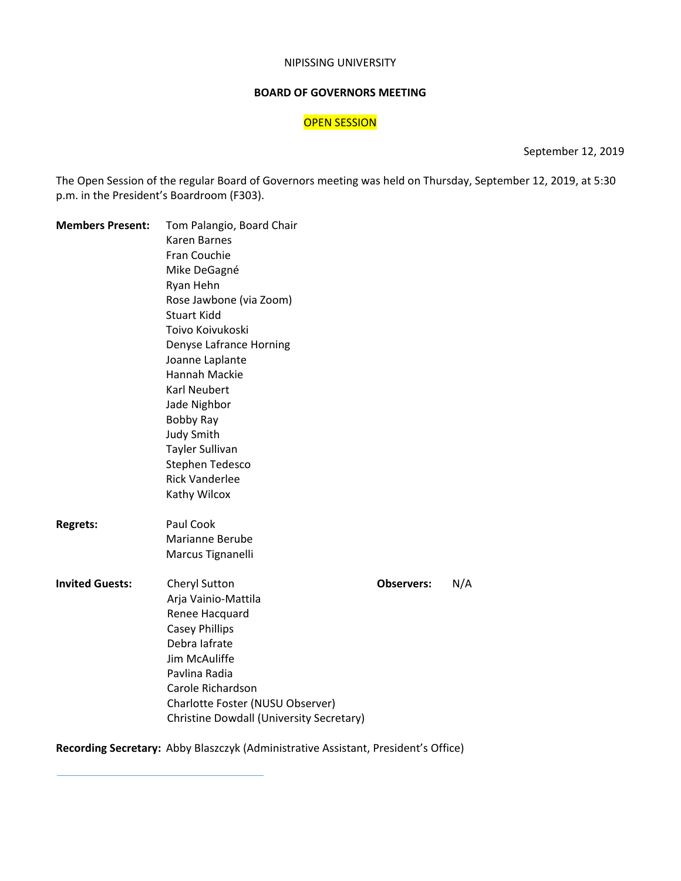NIPISSING UNIVERSITY

**BOARD OF GOVERNORS MEETING**

OPEN SESSION

September 12, 2019

The Open Session of the regular Board of Governors meeting was held on Thursday, September 12, 2019, at 5:30 p.m. in the President's Boardroom (F303).

**Members Present:**
Tom Palangio, Board Chair
Karen Barnes
Fran Couchie
Mike DeGagné
Ryan Hehn
Rose Jawbone (via Zoom)
Stuart Kidd
Toivo Koivukoski
Denyse Lafrance Horning
Joanne Laplante
Hannah Mackie
Karl Neubert
Jade Nighbor
Bobby Ray
Judy Smith
Tayler Sullivan
Stephen Tedesco
Rick Vanderlee
Kathy Wilcox

**Regrets:**
Paul Cook
Marianne Berube
Marcus Tignanelli

**Invited Guests:**
Cheryl Sutton
Arja Vainio-Mattila
Renee Hacquard
Casey Phillips
Debra Iafrate
Jim McAuliffe
Pavlina Radia
Carole Richardson
Charlotte Foster (NUSU Observer)
Christine Dowdall (University Secretary)

**Observers:** N/A

**Recording Secretary:** Abby Blaszczyk (Administrative Assistant, President's Office)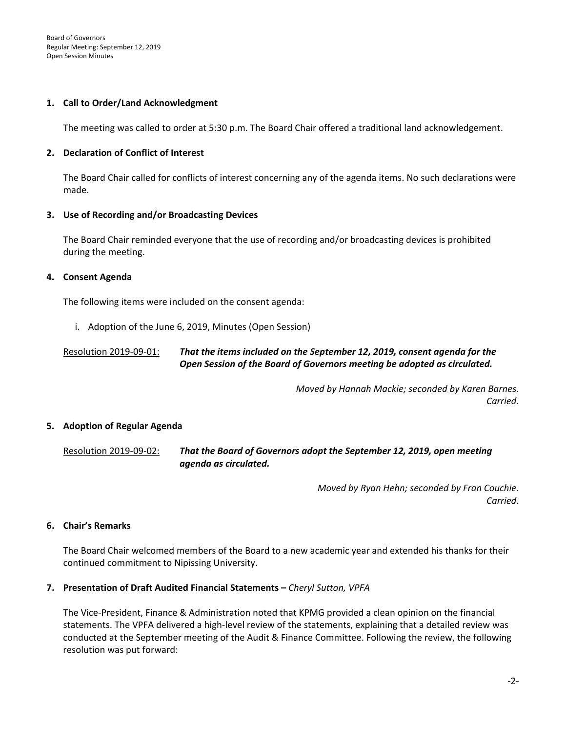**1. Call to Order/Land Acknowledgment**

The meeting was called to order at 5:30 p.m. The Board Chair offered a traditional land acknowledgement.

**2. Declaration of Conflict of Interest**

The Board Chair called for conflicts of interest concerning any of the agenda items. No such declarations were made.

**3. Use of Recording and/or Broadcasting Devices**

The Board Chair reminded everyone that the use of recording and/or broadcasting devices is prohibited during the meeting.

**4. Consent Agenda**

The following items were included on the consent agenda:

i. Adoption of the June 6, 2019, Minutes (Open Session)

Resolution 2019-09-01: ***That the items included on the September 12, 2019, consent agenda for the Open Session of the Board of Governors meeting be adopted as circulated.***

*Moved by Hannah Mackie; seconded by Karen Barnes.*
*Carried.*

**5. Adoption of Regular Agenda**

Resolution 2019-09-02: ***That the Board of Governors adopt the September 12, 2019, open meeting agenda as circulated.***

*Moved by Ryan Hehn; seconded by Fran Couchie.*
*Carried.*

**6. Chair's Remarks**

The Board Chair welcomed members of the Board to a new academic year and extended his thanks for their continued commitment to Nipissing University.

**7. Presentation of Draft Audited Financial Statements –** *Cheryl Sutton, VPFA*

The Vice-President, Finance & Administration noted that KPMG provided a clean opinion on the financial statements. The VPFA delivered a high-level review of the statements, explaining that a detailed review was conducted at the September meeting of the Audit & Finance Committee. Following the review, the following resolution was put forward: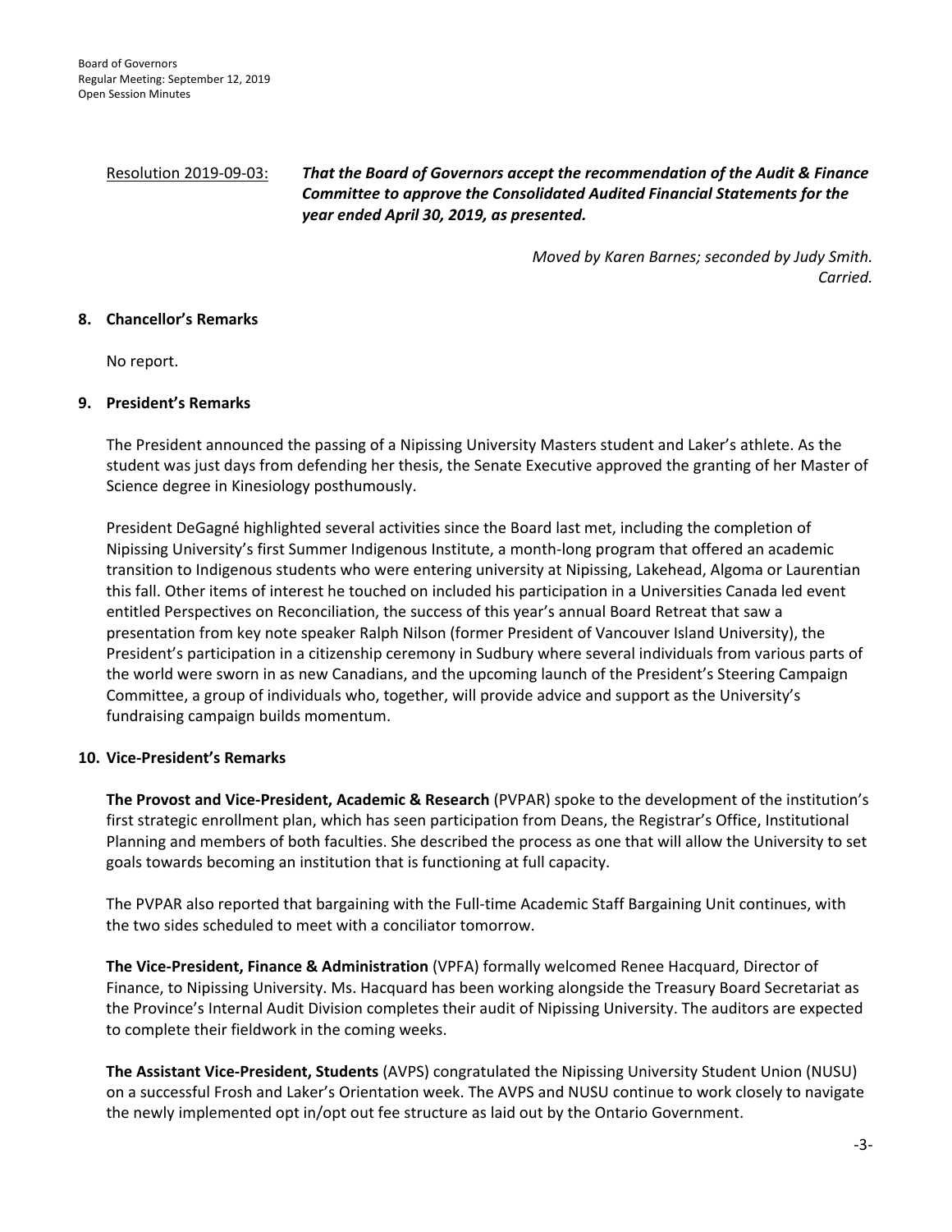Resolution 2019-09-03: ***That the Board of Governors accept the recommendation of the Audit & Finance Committee to approve the Consolidated Audited Financial Statements for the year ended April 30, 2019, as presented.***

*Moved by Karen Barnes; seconded by Judy Smith.*
*Carried.*

## 8. Chancellor's Remarks

No report.

## 9. President's Remarks

The President announced the passing of a Nipissing University Masters student and Laker's athlete. As the student was just days from defending her thesis, the Senate Executive approved the granting of her Master of Science degree in Kinesiology posthumously.

President DeGagné highlighted several activities since the Board last met, including the completion of Nipissing University's first Summer Indigenous Institute, a month-long program that offered an academic transition to Indigenous students who were entering university at Nipissing, Lakehead, Algoma or Laurentian this fall. Other items of interest he touched on included his participation in a Universities Canada led event entitled Perspectives on Reconciliation, the success of this year's annual Board Retreat that saw a presentation from key note speaker Ralph Nilson (former President of Vancouver Island University), the President's participation in a citizenship ceremony in Sudbury where several individuals from various parts of the world were sworn in as new Canadians, and the upcoming launch of the President's Steering Campaign Committee, a group of individuals who, together, will provide advice and support as the University's fundraising campaign builds momentum.

## 10. Vice-President's Remarks

**The Provost and Vice-President, Academic & Research** (PVPAR) spoke to the development of the institution's first strategic enrollment plan, which has seen participation from Deans, the Registrar's Office, Institutional Planning and members of both faculties. She described the process as one that will allow the University to set goals towards becoming an institution that is functioning at full capacity.

The PVPAR also reported that bargaining with the Full-time Academic Staff Bargaining Unit continues, with the two sides scheduled to meet with a conciliator tomorrow.

**The Vice-President, Finance & Administration** (VPFA) formally welcomed Renee Hacquard, Director of Finance, to Nipissing University. Ms. Hacquard has been working alongside the Treasury Board Secretariat as the Province's Internal Audit Division completes their audit of Nipissing University. The auditors are expected to complete their fieldwork in the coming weeks.

**The Assistant Vice-President, Students** (AVPS) congratulated the Nipissing University Student Union (NUSU) on a successful Frosh and Laker's Orientation week. The AVPS and NUSU continue to work closely to navigate the newly implemented opt in/opt out fee structure as laid out by the Ontario Government.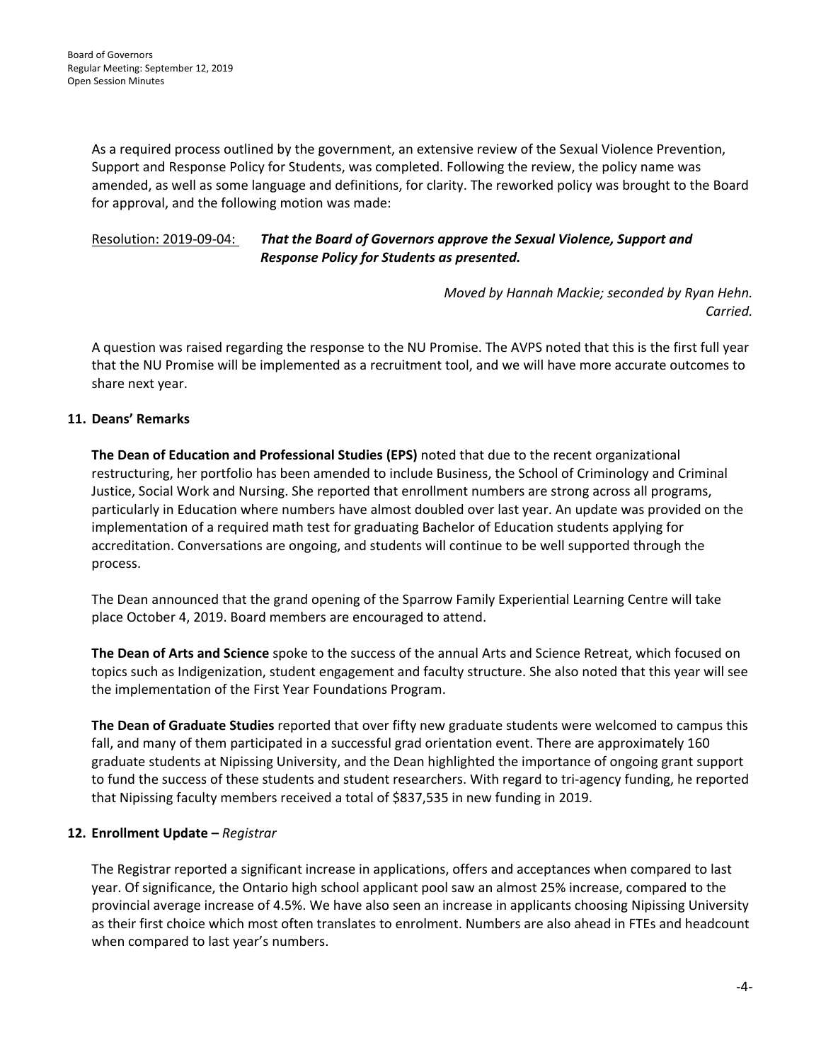As a required process outlined by the government, an extensive review of the Sexual Violence Prevention, Support and Response Policy for Students, was completed. Following the review, the policy name was amended, as well as some language and definitions, for clarity. The reworked policy was brought to the Board for approval, and the following motion was made:

Resolution: 2019-09-04: ***That the Board of Governors approve the Sexual Violence, Support and Response Policy for Students as presented.***

*Moved by Hannah Mackie; seconded by Ryan Hehn.*
*Carried.*

A question was raised regarding the response to the NU Promise. The AVPS noted that this is the first full year that the NU Promise will be implemented as a recruitment tool, and we will have more accurate outcomes to share next year.

## 11. Deans' Remarks

**The Dean of Education and Professional Studies (EPS)** noted that due to the recent organizational restructuring, her portfolio has been amended to include Business, the School of Criminology and Criminal Justice, Social Work and Nursing. She reported that enrollment numbers are strong across all programs, particularly in Education where numbers have almost doubled over last year. An update was provided on the implementation of a required math test for graduating Bachelor of Education students applying for accreditation. Conversations are ongoing, and students will continue to be well supported through the process.

The Dean announced that the grand opening of the Sparrow Family Experiential Learning Centre will take place October 4, 2019. Board members are encouraged to attend.

**The Dean of Arts and Science** spoke to the success of the annual Arts and Science Retreat, which focused on topics such as Indigenization, student engagement and faculty structure. She also noted that this year will see the implementation of the First Year Foundations Program.

**The Dean of Graduate Studies** reported that over fifty new graduate students were welcomed to campus this fall, and many of them participated in a successful grad orientation event. There are approximately 160 graduate students at Nipissing University, and the Dean highlighted the importance of ongoing grant support to fund the success of these students and student researchers. With regard to tri-agency funding, he reported that Nipissing faculty members received a total of $837,535 in new funding in 2019.

## 12. Enrollment Update – *Registrar*

The Registrar reported a significant increase in applications, offers and acceptances when compared to last year. Of significance, the Ontario high school applicant pool saw an almost 25% increase, compared to the provincial average increase of 4.5%. We have also seen an increase in applicants choosing Nipissing University as their first choice which most often translates to enrolment. Numbers are also ahead in FTEs and headcount when compared to last year's numbers.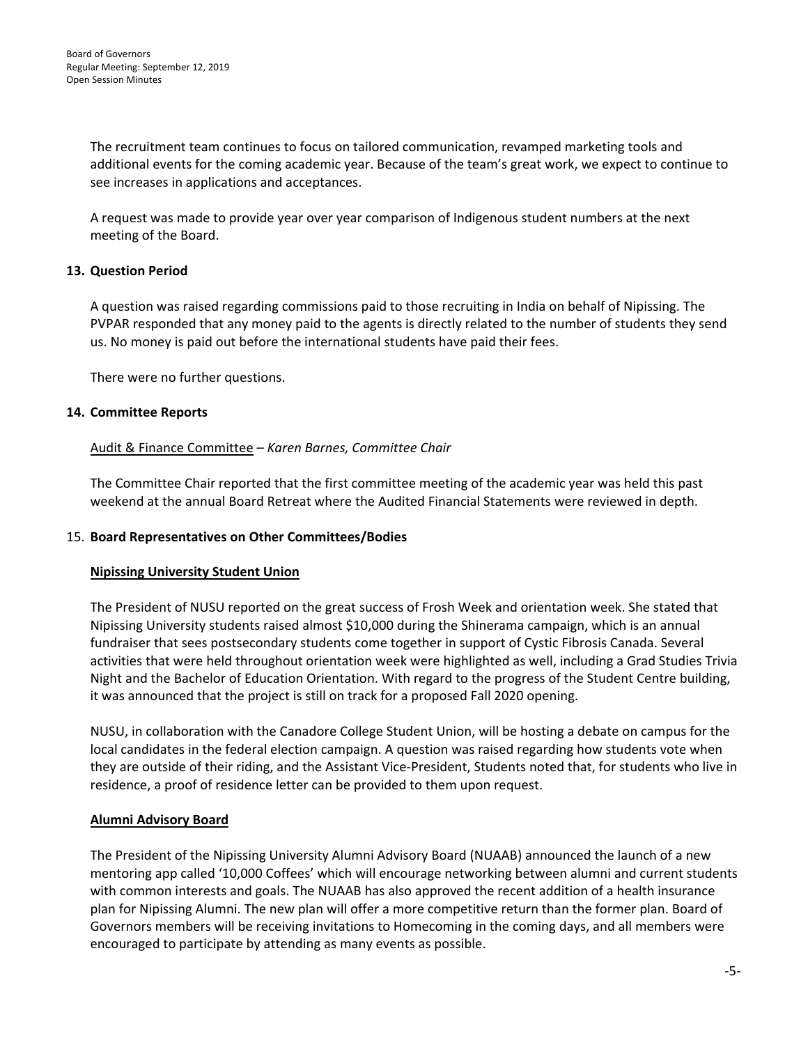The recruitment team continues to focus on tailored communication, revamped marketing tools and additional events for the coming academic year. Because of the team's great work, we expect to continue to see increases in applications and acceptances.

A request was made to provide year over year comparison of Indigenous student numbers at the next meeting of the Board.

## 13. Question Period

A question was raised regarding commissions paid to those recruiting in India on behalf of Nipissing. The PVPAR responded that any money paid to the agents is directly related to the number of students they send us. No money is paid out before the international students have paid their fees.

There were no further questions.

## 14. Committee Reports

Audit & Finance Committee – *Karen Barnes, Committee Chair*

The Committee Chair reported that the first committee meeting of the academic year was held this past weekend at the annual Board Retreat where the Audited Financial Statements were reviewed in depth.

## 15. Board Representatives on Other Committees/Bodies

### Nipissing University Student Union

The President of NUSU reported on the great success of Frosh Week and orientation week. She stated that Nipissing University students raised almost $10,000 during the Shinerama campaign, which is an annual fundraiser that sees postsecondary students come together in support of Cystic Fibrosis Canada. Several activities that were held throughout orientation week were highlighted as well, including a Grad Studies Trivia Night and the Bachelor of Education Orientation. With regard to the progress of the Student Centre building, it was announced that the project is still on track for a proposed Fall 2020 opening.

NUSU, in collaboration with the Canadore College Student Union, will be hosting a debate on campus for the local candidates in the federal election campaign. A question was raised regarding how students vote when they are outside of their riding, and the Assistant Vice-President, Students noted that, for students who live in residence, a proof of residence letter can be provided to them upon request.

### Alumni Advisory Board

The President of the Nipissing University Alumni Advisory Board (NUAAB) announced the launch of a new mentoring app called '10,000 Coffees' which will encourage networking between alumni and current students with common interests and goals. The NUAAB has also approved the recent addition of a health insurance plan for Nipissing Alumni. The new plan will offer a more competitive return than the former plan. Board of Governors members will be receiving invitations to Homecoming in the coming days, and all members were encouraged to participate by attending as many events as possible.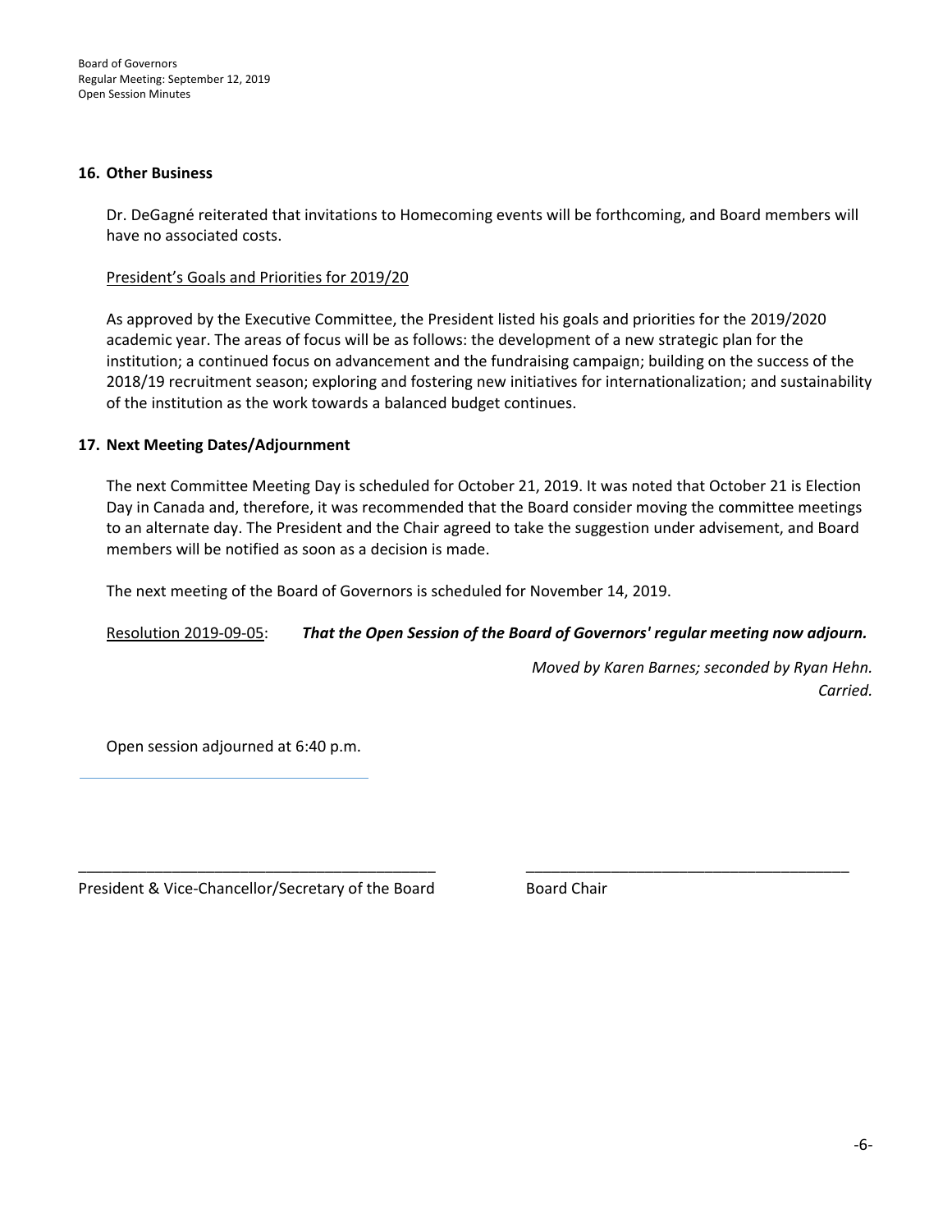## 16. Other Business

Dr. DeGagné reiterated that invitations to Homecoming events will be forthcoming, and Board members will have no associated costs.

President's Goals and Priorities for 2019/20

As approved by the Executive Committee, the President listed his goals and priorities for the 2019/2020 academic year. The areas of focus will be as follows: the development of a new strategic plan for the institution; a continued focus on advancement and the fundraising campaign; building on the success of the 2018/19 recruitment season; exploring and fostering new initiatives for internationalization; and sustainability of the institution as the work towards a balanced budget continues.

## 17. Next Meeting Dates/Adjournment

The next Committee Meeting Day is scheduled for October 21, 2019. It was noted that October 21 is Election Day in Canada and, therefore, it was recommended that the Board consider moving the committee meetings to an alternate day. The President and the Chair agreed to take the suggestion under advisement, and Board members will be notified as soon as a decision is made.

The next meeting of the Board of Governors is scheduled for November 14, 2019.

Resolution 2019-09-05: ***That the Open Session of the Board of Governors' regular meeting now adjourn.***

*Moved by Karen Barnes; seconded by Ryan Hehn.*
*Carried.*

Open session adjourned at 6:40 p.m.

\_\_\_\_\_\_\_\_\_\_\_\_\_\_\_\_\_\_\_\_\_\_\_\_\_\_\_\_\_\_\_\_\_\_\_\_\_\_\_\_
President & Vice-Chancellor/Secretary of the Board

\_\_\_\_\_\_\_\_\_\_\_\_\_\_\_\_\_\_\_\_\_\_\_\_\_\_\_\_\_\_\_\_\_\_\_\_\_\_\_\_
Board Chair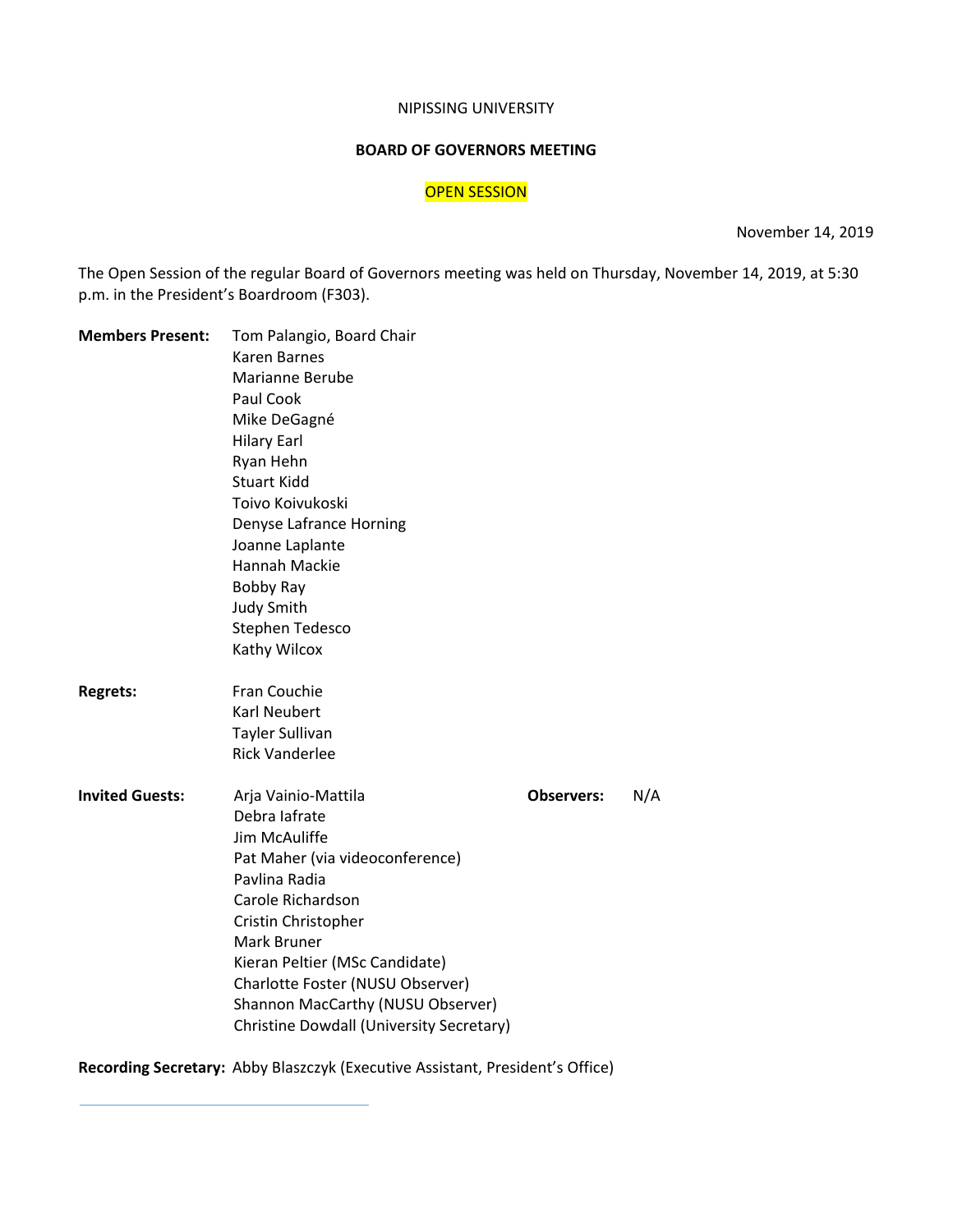NIPISSING UNIVERSITY

**BOARD OF GOVERNORS MEETING**

OPEN SESSION

November 14, 2019

The Open Session of the regular Board of Governors meeting was held on Thursday, November 14, 2019, at 5:30 p.m. in the President's Boardroom (F303).

**Members Present:**
Tom Palangio, Board Chair
Karen Barnes
Marianne Berube
Paul Cook
Mike DeGagné
Hilary Earl
Ryan Hehn
Stuart Kidd
Toivo Koivukoski
Denyse Lafrance Horning
Joanne Laplante
Hannah Mackie
Bobby Ray
Judy Smith
Stephen Tedesco
Kathy Wilcox

**Regrets:**
Fran Couchie
Karl Neubert
Tayler Sullivan
Rick Vanderlee

**Invited Guests:**
Arja Vainio-Mattila
Debra Iafrate
Jim McAuliffe
Pat Maher (via videoconference)
Pavlina Radia
Carole Richardson
Cristin Christopher
Mark Bruner
Kieran Peltier (MSc Candidate)
Charlotte Foster (NUSU Observer)
Shannon MacCarthy (NUSU Observer)
Christine Dowdall (University Secretary)

**Observers:** N/A

**Recording Secretary:** Abby Blaszczyk (Executive Assistant, President's Office)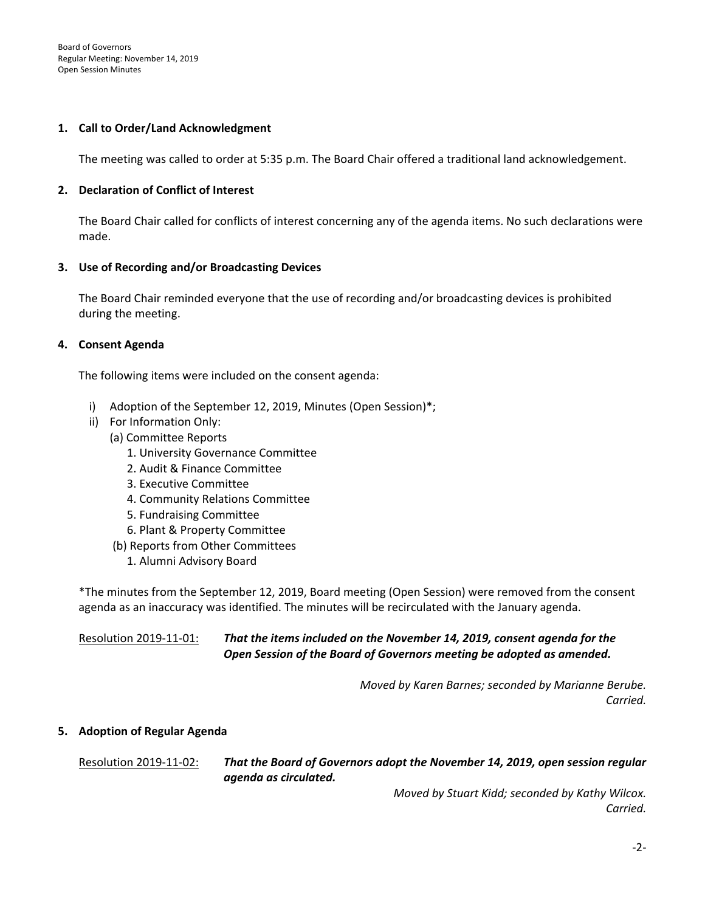### 1. Call to Order/Land Acknowledgment

The meeting was called to order at 5:35 p.m. The Board Chair offered a traditional land acknowledgement.

### 2. Declaration of Conflict of Interest

The Board Chair called for conflicts of interest concerning any of the agenda items. No such declarations were made.

### 3. Use of Recording and/or Broadcasting Devices

The Board Chair reminded everyone that the use of recording and/or broadcasting devices is prohibited during the meeting.

### 4. Consent Agenda

The following items were included on the consent agenda:

- i) Adoption of the September 12, 2019, Minutes (Open Session)*;
- ii) For Information Only:
  - (a) Committee Reports
    1. University Governance Committee
    2. Audit & Finance Committee
    3. Executive Committee
    4. Community Relations Committee
    5. Fundraising Committee
    6. Plant & Property Committee
  - (b) Reports from Other Committees
    1. Alumni Advisory Board

*The minutes from the September 12, 2019, Board meeting (Open Session) were removed from the consent agenda as an inaccuracy was identified. The minutes will be recirculated with the January agenda.

Resolution 2019-11-01: ***That the items included on the November 14, 2019, consent agenda for the Open Session of the Board of Governors meeting be adopted as amended.***

*Moved by Karen Barnes; seconded by Marianne Berube.*
*Carried.*

### 5. Adoption of Regular Agenda

Resolution 2019-11-02: ***That the Board of Governors adopt the November 14, 2019, open session regular agenda as circulated.***

*Moved by Stuart Kidd; seconded by Kathy Wilcox.*
*Carried.*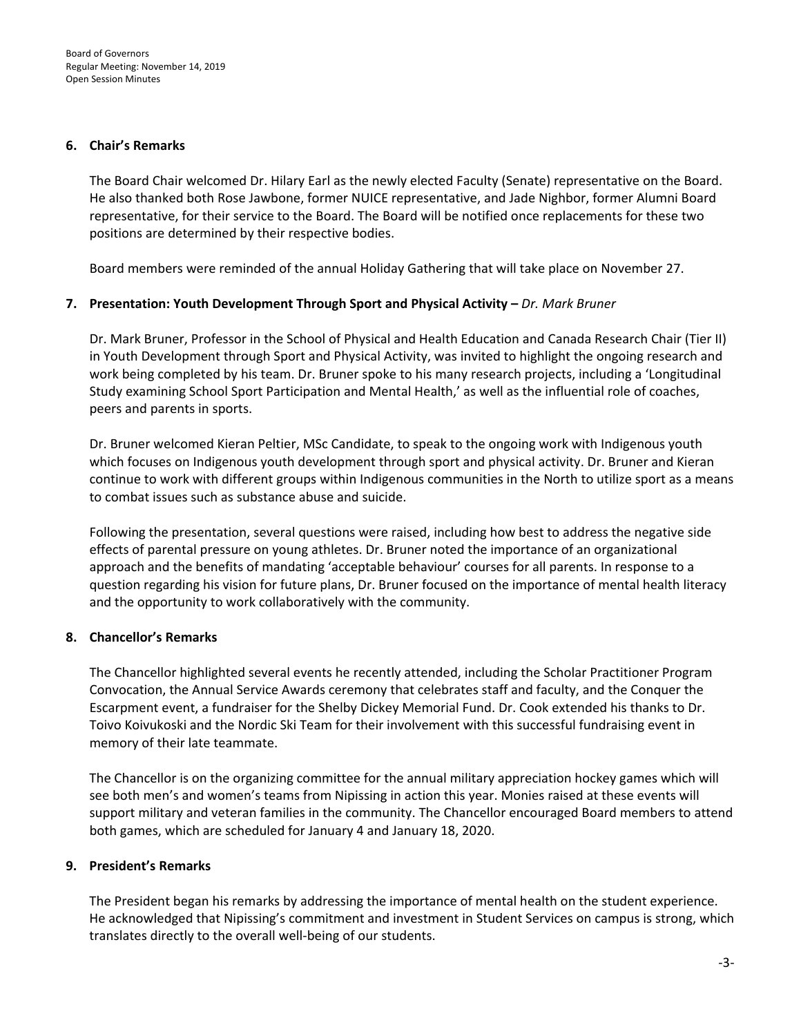## 6. Chair's Remarks

The Board Chair welcomed Dr. Hilary Earl as the newly elected Faculty (Senate) representative on the Board. He also thanked both Rose Jawbone, former NUICE representative, and Jade Nighbor, former Alumni Board representative, for their service to the Board. The Board will be notified once replacements for these two positions are determined by their respective bodies.

Board members were reminded of the annual Holiday Gathering that will take place on November 27.

## 7. Presentation: Youth Development Through Sport and Physical Activity – *Dr. Mark Bruner*

Dr. Mark Bruner, Professor in the School of Physical and Health Education and Canada Research Chair (Tier II) in Youth Development through Sport and Physical Activity, was invited to highlight the ongoing research and work being completed by his team. Dr. Bruner spoke to his many research projects, including a 'Longitudinal Study examining School Sport Participation and Mental Health,' as well as the influential role of coaches, peers and parents in sports.

Dr. Bruner welcomed Kieran Peltier, MSc Candidate, to speak to the ongoing work with Indigenous youth which focuses on Indigenous youth development through sport and physical activity. Dr. Bruner and Kieran continue to work with different groups within Indigenous communities in the North to utilize sport as a means to combat issues such as substance abuse and suicide.

Following the presentation, several questions were raised, including how best to address the negative side effects of parental pressure on young athletes. Dr. Bruner noted the importance of an organizational approach and the benefits of mandating 'acceptable behaviour' courses for all parents. In response to a question regarding his vision for future plans, Dr. Bruner focused on the importance of mental health literacy and the opportunity to work collaboratively with the community.

## 8. Chancellor's Remarks

The Chancellor highlighted several events he recently attended, including the Scholar Practitioner Program Convocation, the Annual Service Awards ceremony that celebrates staff and faculty, and the Conquer the Escarpment event, a fundraiser for the Shelby Dickey Memorial Fund. Dr. Cook extended his thanks to Dr. Toivo Koivukoski and the Nordic Ski Team for their involvement with this successful fundraising event in memory of their late teammate.

The Chancellor is on the organizing committee for the annual military appreciation hockey games which will see both men's and women's teams from Nipissing in action this year. Monies raised at these events will support military and veteran families in the community. The Chancellor encouraged Board members to attend both games, which are scheduled for January 4 and January 18, 2020.

## 9. President's Remarks

The President began his remarks by addressing the importance of mental health on the student experience. He acknowledged that Nipissing's commitment and investment in Student Services on campus is strong, which translates directly to the overall well-being of our students.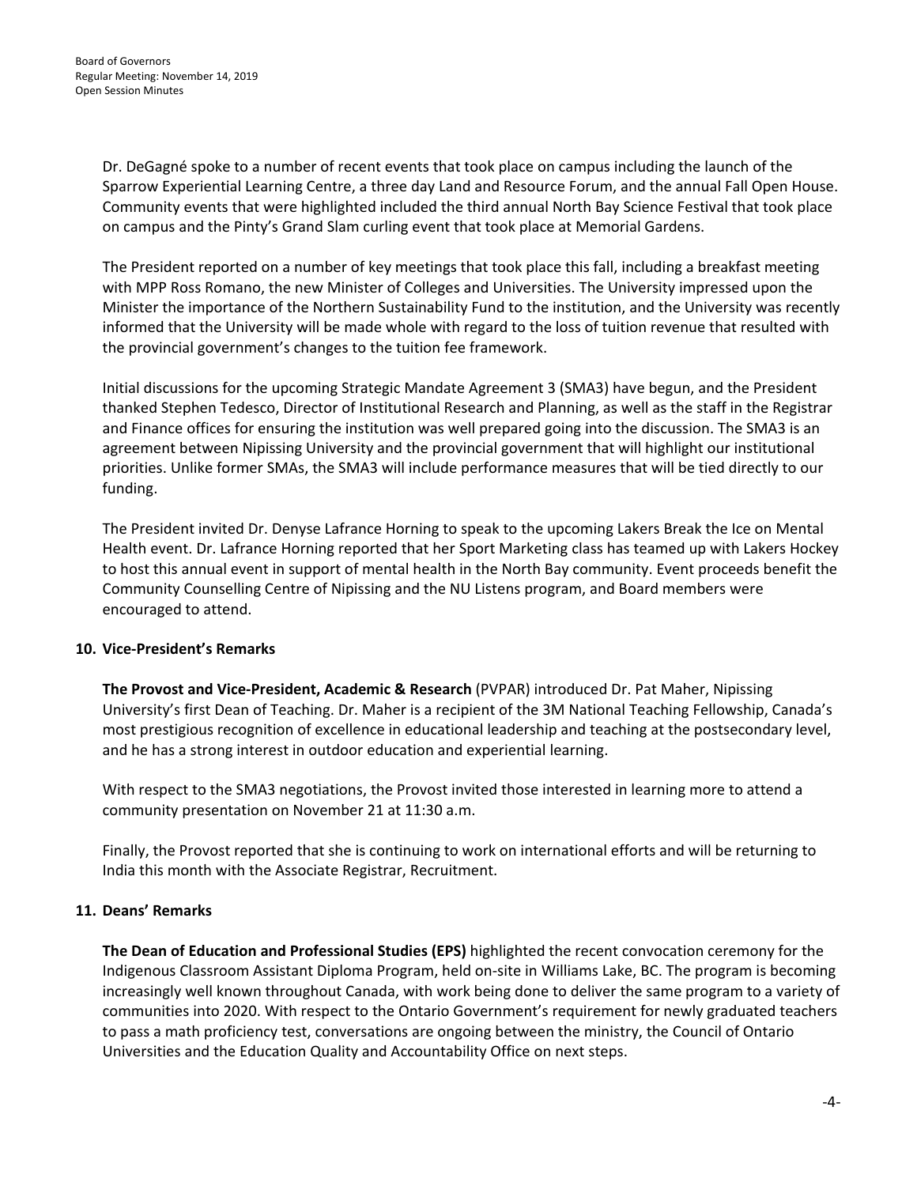Dr. DeGagné spoke to a number of recent events that took place on campus including the launch of the Sparrow Experiential Learning Centre, a three day Land and Resource Forum, and the annual Fall Open House. Community events that were highlighted included the third annual North Bay Science Festival that took place on campus and the Pinty's Grand Slam curling event that took place at Memorial Gardens.

The President reported on a number of key meetings that took place this fall, including a breakfast meeting with MPP Ross Romano, the new Minister of Colleges and Universities. The University impressed upon the Minister the importance of the Northern Sustainability Fund to the institution, and the University was recently informed that the University will be made whole with regard to the loss of tuition revenue that resulted with the provincial government's changes to the tuition fee framework.

Initial discussions for the upcoming Strategic Mandate Agreement 3 (SMA3) have begun, and the President thanked Stephen Tedesco, Director of Institutional Research and Planning, as well as the staff in the Registrar and Finance offices for ensuring the institution was well prepared going into the discussion. The SMA3 is an agreement between Nipissing University and the provincial government that will highlight our institutional priorities. Unlike former SMAs, the SMA3 will include performance measures that will be tied directly to our funding.

The President invited Dr. Denyse Lafrance Horning to speak to the upcoming Lakers Break the Ice on Mental Health event. Dr. Lafrance Horning reported that her Sport Marketing class has teamed up with Lakers Hockey to host this annual event in support of mental health in the North Bay community. Event proceeds benefit the Community Counselling Centre of Nipissing and the NU Listens program, and Board members were encouraged to attend.

## 10. Vice-President's Remarks

**The Provost and Vice-President, Academic & Research** (PVPAR) introduced Dr. Pat Maher, Nipissing University's first Dean of Teaching. Dr. Maher is a recipient of the 3M National Teaching Fellowship, Canada's most prestigious recognition of excellence in educational leadership and teaching at the postsecondary level, and he has a strong interest in outdoor education and experiential learning.

With respect to the SMA3 negotiations, the Provost invited those interested in learning more to attend a community presentation on November 21 at 11:30 a.m.

Finally, the Provost reported that she is continuing to work on international efforts and will be returning to India this month with the Associate Registrar, Recruitment.

## 11. Deans' Remarks

**The Dean of Education and Professional Studies (EPS)** highlighted the recent convocation ceremony for the Indigenous Classroom Assistant Diploma Program, held on-site in Williams Lake, BC. The program is becoming increasingly well known throughout Canada, with work being done to deliver the same program to a variety of communities into 2020. With respect to the Ontario Government's requirement for newly graduated teachers to pass a math proficiency test, conversations are ongoing between the ministry, the Council of Ontario Universities and the Education Quality and Accountability Office on next steps.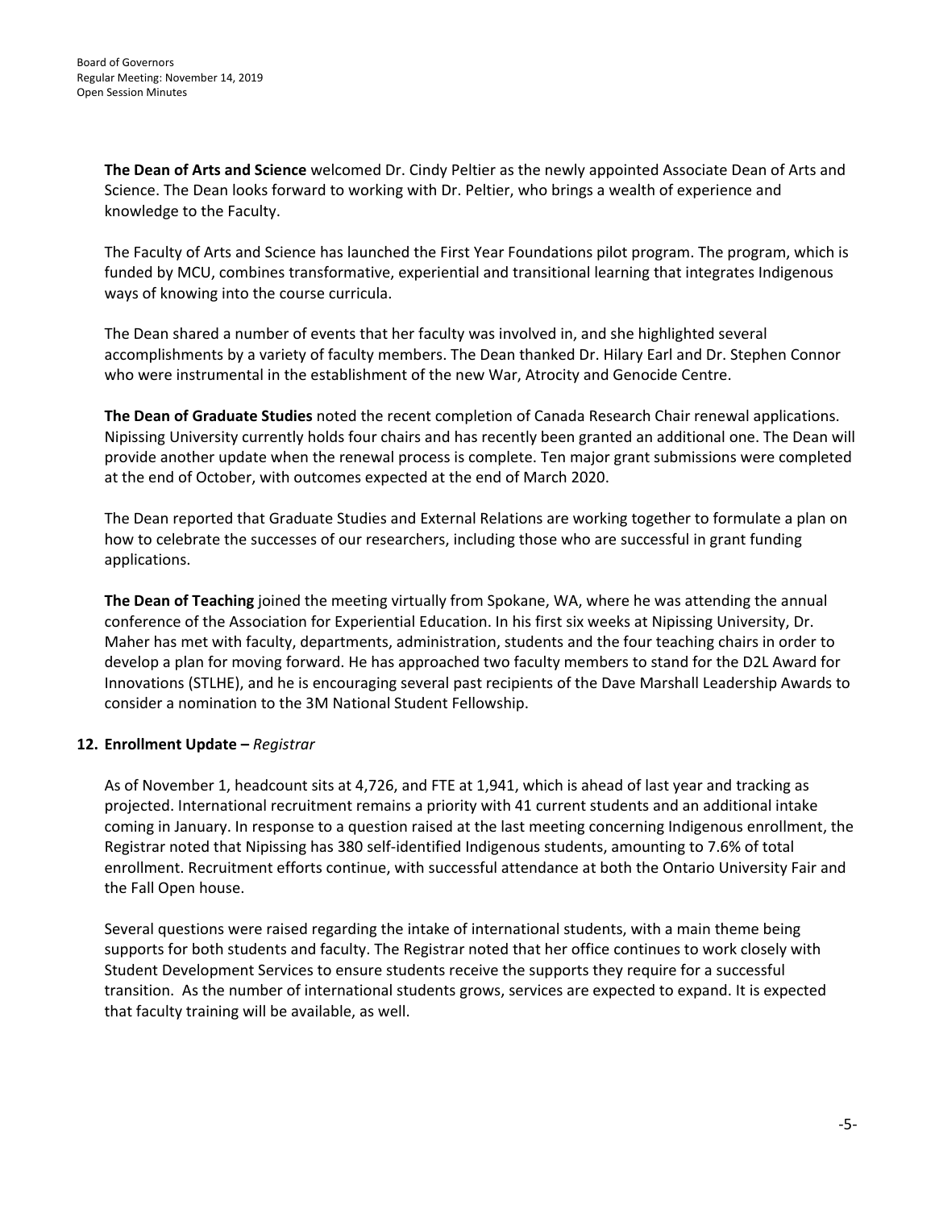**The Dean of Arts and Science** welcomed Dr. Cindy Peltier as the newly appointed Associate Dean of Arts and Science. The Dean looks forward to working with Dr. Peltier, who brings a wealth of experience and knowledge to the Faculty.

The Faculty of Arts and Science has launched the First Year Foundations pilot program. The program, which is funded by MCU, combines transformative, experiential and transitional learning that integrates Indigenous ways of knowing into the course curricula.

The Dean shared a number of events that her faculty was involved in, and she highlighted several accomplishments by a variety of faculty members. The Dean thanked Dr. Hilary Earl and Dr. Stephen Connor who were instrumental in the establishment of the new War, Atrocity and Genocide Centre.

**The Dean of Graduate Studies** noted the recent completion of Canada Research Chair renewal applications. Nipissing University currently holds four chairs and has recently been granted an additional one. The Dean will provide another update when the renewal process is complete. Ten major grant submissions were completed at the end of October, with outcomes expected at the end of March 2020.

The Dean reported that Graduate Studies and External Relations are working together to formulate a plan on how to celebrate the successes of our researchers, including those who are successful in grant funding applications.

**The Dean of Teaching** joined the meeting virtually from Spokane, WA, where he was attending the annual conference of the Association for Experiential Education. In his first six weeks at Nipissing University, Dr. Maher has met with faculty, departments, administration, students and the four teaching chairs in order to develop a plan for moving forward. He has approached two faculty members to stand for the D2L Award for Innovations (STLHE), and he is encouraging several past recipients of the Dave Marshall Leadership Awards to consider a nomination to the 3M National Student Fellowship.

## 12. Enrollment Update – *Registrar*

As of November 1, headcount sits at 4,726, and FTE at 1,941, which is ahead of last year and tracking as projected. International recruitment remains a priority with 41 current students and an additional intake coming in January. In response to a question raised at the last meeting concerning Indigenous enrollment, the Registrar noted that Nipissing has 380 self-identified Indigenous students, amounting to 7.6% of total enrollment. Recruitment efforts continue, with successful attendance at both the Ontario University Fair and the Fall Open house.

Several questions were raised regarding the intake of international students, with a main theme being supports for both students and faculty. The Registrar noted that her office continues to work closely with Student Development Services to ensure students receive the supports they require for a successful transition. As the number of international students grows, services are expected to expand. It is expected that faculty training will be available, as well.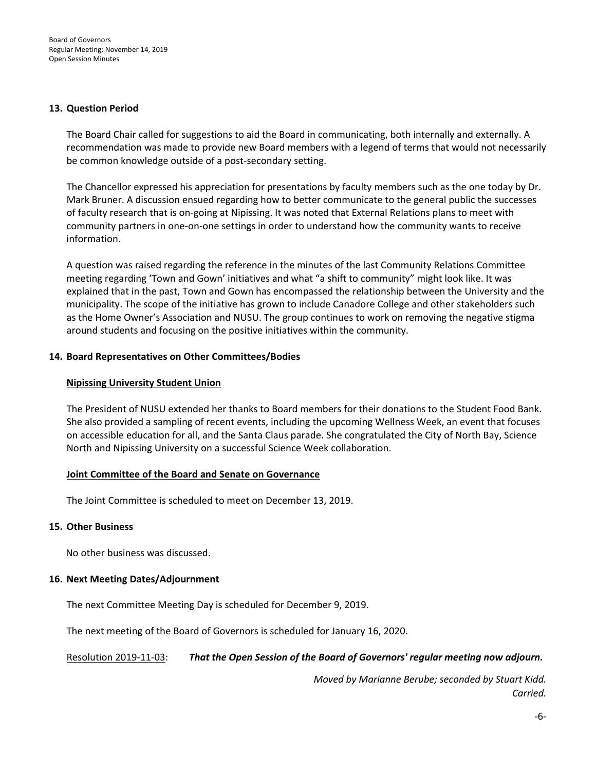## 13. Question Period

The Board Chair called for suggestions to aid the Board in communicating, both internally and externally. A recommendation was made to provide new Board members with a legend of terms that would not necessarily be common knowledge outside of a post-secondary setting.

The Chancellor expressed his appreciation for presentations by faculty members such as the one today by Dr. Mark Bruner. A discussion ensued regarding how to better communicate to the general public the successes of faculty research that is on-going at Nipissing. It was noted that External Relations plans to meet with community partners in one-on-one settings in order to understand how the community wants to receive information.

A question was raised regarding the reference in the minutes of the last Community Relations Committee meeting regarding 'Town and Gown' initiatives and what "a shift to community" might look like. It was explained that in the past, Town and Gown has encompassed the relationship between the University and the municipality. The scope of the initiative has grown to include Canadore College and other stakeholders such as the Home Owner's Association and NUSU. The group continues to work on removing the negative stigma around students and focusing on the positive initiatives within the community.

## 14. Board Representatives on Other Committees/Bodies

**Nipissing University Student Union**

The President of NUSU extended her thanks to Board members for their donations to the Student Food Bank. She also provided a sampling of recent events, including the upcoming Wellness Week, an event that focuses on accessible education for all, and the Santa Claus parade. She congratulated the City of North Bay, Science North and Nipissing University on a successful Science Week collaboration.

**Joint Committee of the Board and Senate on Governance**

The Joint Committee is scheduled to meet on December 13, 2019.

## 15. Other Business

No other business was discussed.

## 16. Next Meeting Dates/Adjournment

The next Committee Meeting Day is scheduled for December 9, 2019.

The next meeting of the Board of Governors is scheduled for January 16, 2020.

Resolution 2019-11-03: ***That the Open Session of the Board of Governors' regular meeting now adjourn.***

*Moved by Marianne Berube; seconded by Stuart Kidd.*
*Carried.*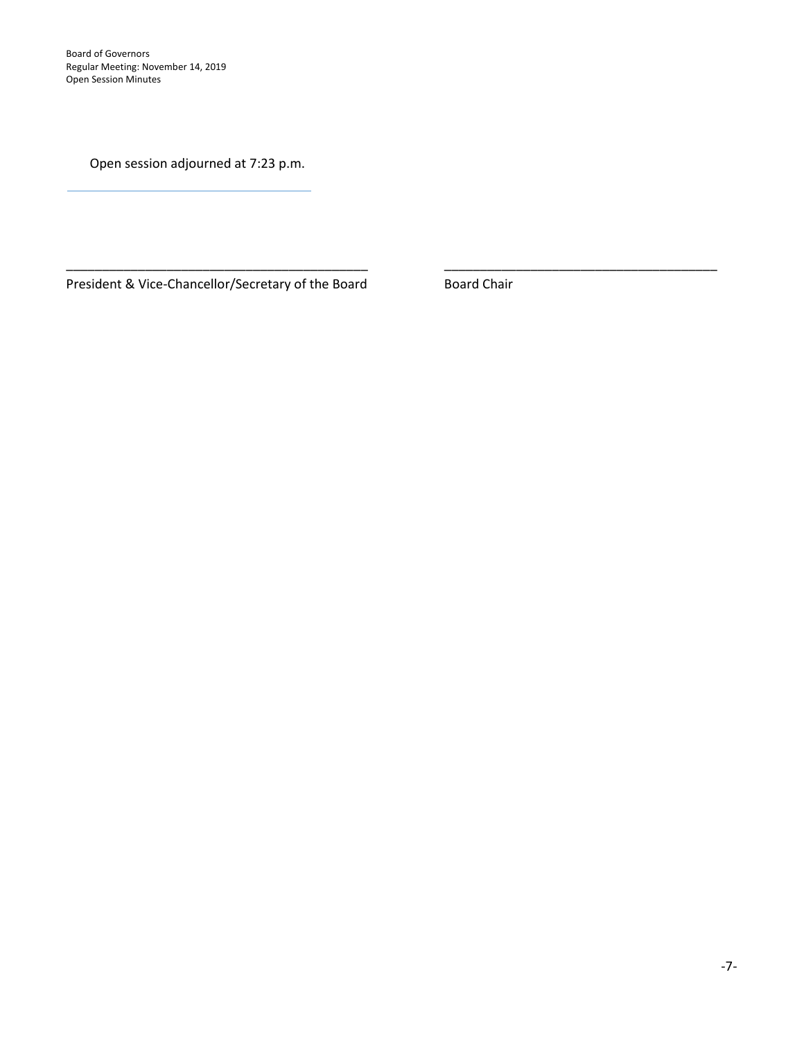Open session adjourned at 7:23 p.m.

---

\_\_\_\_\_\_\_\_\_\_\_\_\_\_\_\_\_\_\_\_\_\_\_\_\_\_\_\_\_\_\_\_\_\_\_\_\_\_\_\_\_\_\_
President & Vice-Chancellor/Secretary of the Board

\_\_\_\_\_\_\_\_\_\_\_\_\_\_\_\_\_\_\_\_\_\_\_\_\_\_\_\_\_\_\_\_\_\_\_\_\_\_\_
Board Chair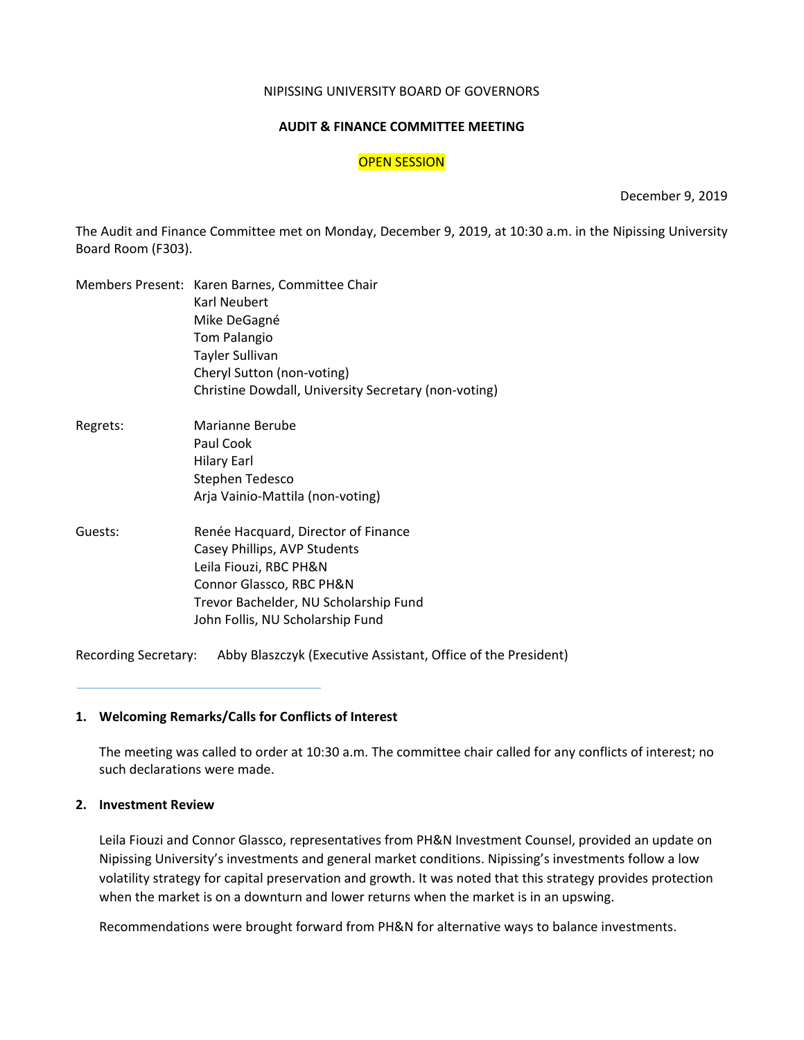NIPISSING UNIVERSITY BOARD OF GOVERNORS

**AUDIT & FINANCE COMMITTEE MEETING**

OPEN SESSION

December 9, 2019

The Audit and Finance Committee met on Monday, December 9, 2019, at 10:30 a.m. in the Nipissing University Board Room (F303).

Members Present: Karen Barnes, Committee Chair
Karl Neubert
Mike DeGagné
Tom Palangio
Tayler Sullivan
Cheryl Sutton (non-voting)
Christine Dowdall, University Secretary (non-voting)

Regrets: Marianne Berube
Paul Cook
Hilary Earl
Stephen Tedesco
Arja Vainio-Mattila (non-voting)

Guests: Renée Hacquard, Director of Finance
Casey Phillips, AVP Students
Leila Fiouzi, RBC PH&N
Connor Glassco, RBC PH&N
Trevor Bachelder, NU Scholarship Fund
John Follis, NU Scholarship Fund

Recording Secretary: Abby Blaszczyk (Executive Assistant, Office of the President)

---

**1. Welcoming Remarks/Calls for Conflicts of Interest**

The meeting was called to order at 10:30 a.m. The committee chair called for any conflicts of interest; no such declarations were made.

**2. Investment Review**

Leila Fiouzi and Connor Glassco, representatives from PH&N Investment Counsel, provided an update on Nipissing University's investments and general market conditions. Nipissing's investments follow a low volatility strategy for capital preservation and growth. It was noted that this strategy provides protection when the market is on a downturn and lower returns when the market is in an upswing.

Recommendations were brought forward from PH&N for alternative ways to balance investments.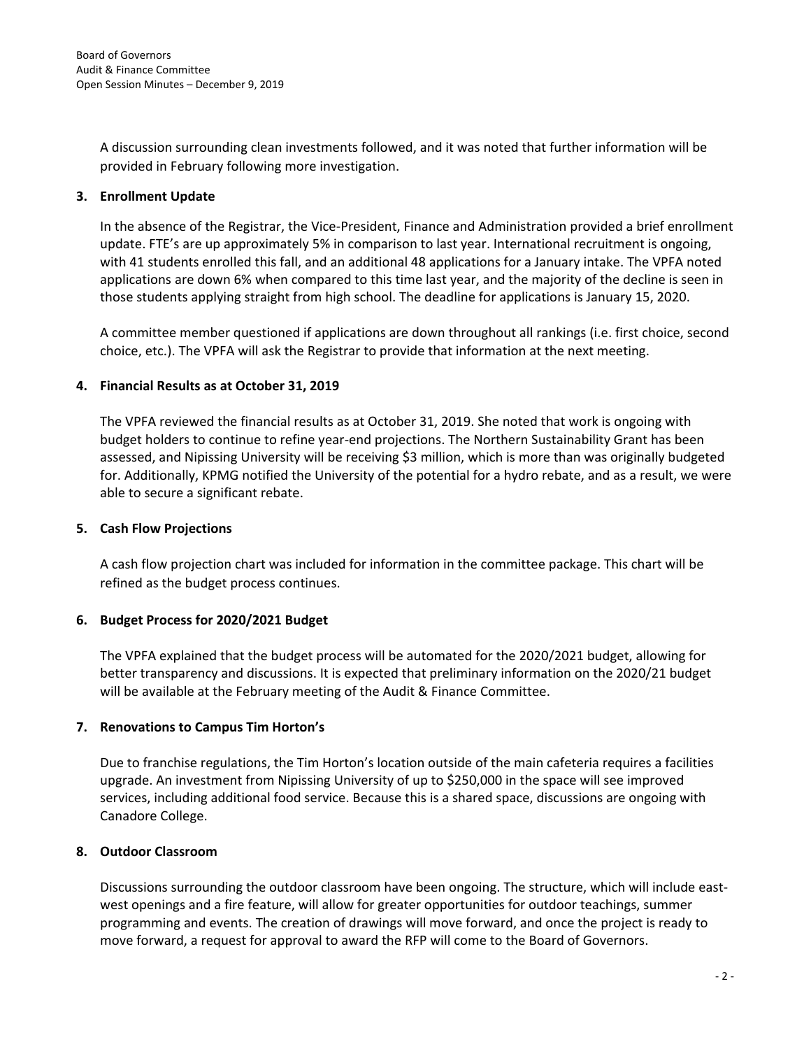A discussion surrounding clean investments followed, and it was noted that further information will be provided in February following more investigation.

**3. Enrollment Update**

In the absence of the Registrar, the Vice-President, Finance and Administration provided a brief enrollment update. FTE's are up approximately 5% in comparison to last year. International recruitment is ongoing, with 41 students enrolled this fall, and an additional 48 applications for a January intake. The VPFA noted applications are down 6% when compared to this time last year, and the majority of the decline is seen in those students applying straight from high school. The deadline for applications is January 15, 2020.

A committee member questioned if applications are down throughout all rankings (i.e. first choice, second choice, etc.). The VPFA will ask the Registrar to provide that information at the next meeting.

**4. Financial Results as at October 31, 2019**

The VPFA reviewed the financial results as at October 31, 2019. She noted that work is ongoing with budget holders to continue to refine year-end projections. The Northern Sustainability Grant has been assessed, and Nipissing University will be receiving $3 million, which is more than was originally budgeted for. Additionally, KPMG notified the University of the potential for a hydro rebate, and as a result, we were able to secure a significant rebate.

**5. Cash Flow Projections**

A cash flow projection chart was included for information in the committee package. This chart will be refined as the budget process continues.

**6. Budget Process for 2020/2021 Budget**

The VPFA explained that the budget process will be automated for the 2020/2021 budget, allowing for better transparency and discussions. It is expected that preliminary information on the 2020/21 budget will be available at the February meeting of the Audit & Finance Committee.

**7. Renovations to Campus Tim Horton's**

Due to franchise regulations, the Tim Horton's location outside of the main cafeteria requires a facilities upgrade. An investment from Nipissing University of up to $250,000 in the space will see improved services, including additional food service. Because this is a shared space, discussions are ongoing with Canadore College.

**8. Outdoor Classroom**

Discussions surrounding the outdoor classroom have been ongoing. The structure, which will include east-west openings and a fire feature, will allow for greater opportunities for outdoor teachings, summer programming and events. The creation of drawings will move forward, and once the project is ready to move forward, a request for approval to award the RFP will come to the Board of Governors.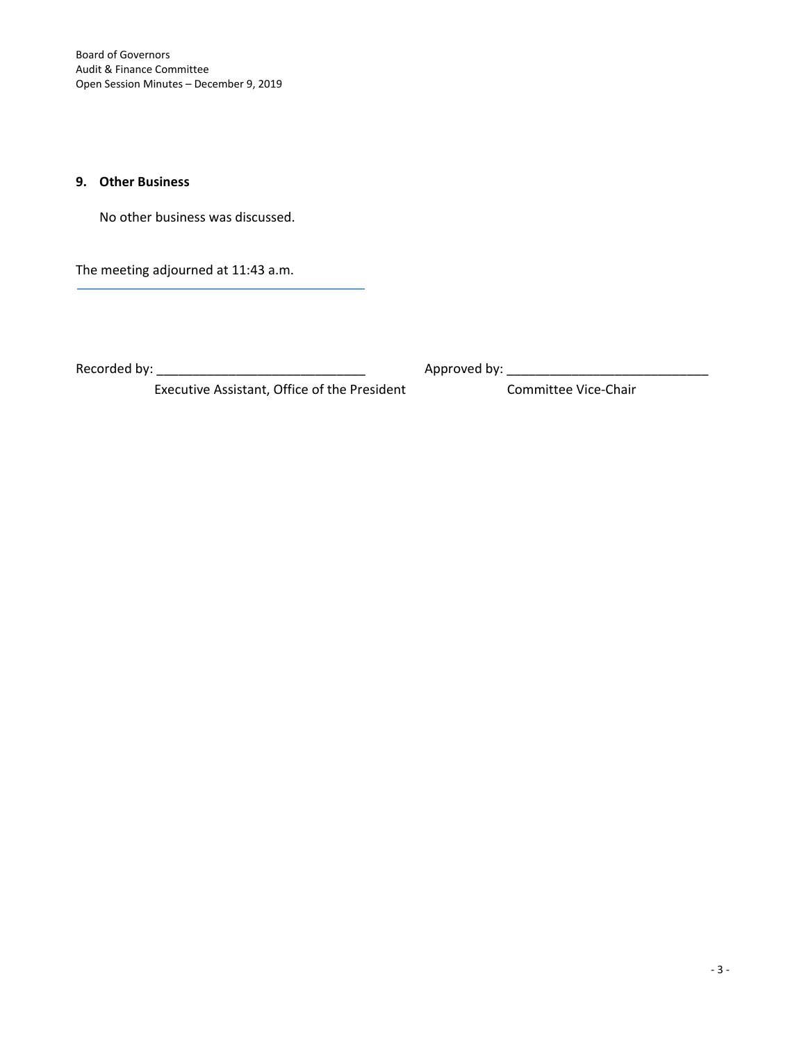## 9. Other Business

No other business was discussed.

The meeting adjourned at 11:43 a.m.

Recorded by: ____________________________
Executive Assistant, Office of the President

Approved by: ____________________________
Committee Vice-Chair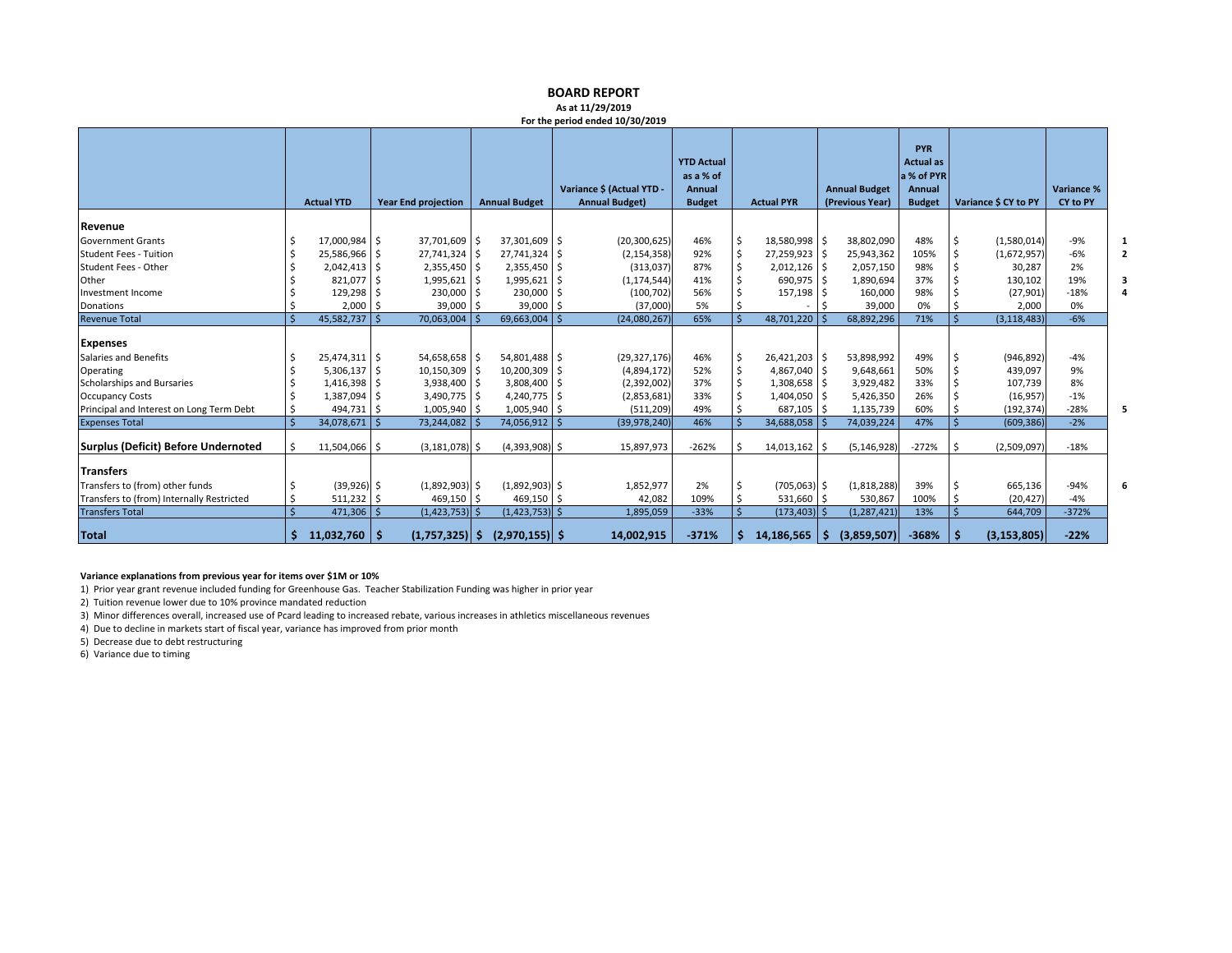# BOARD REPORT

**As at 11/29/2019**

**For the period ended 10/30/2019**

| | Actual YTD | Year End projection | Annual Budget | Variance $ (Actual YTD - Annual Budget) | YTD Actual as a % of Annual Budget | Actual PYR | Annual Budget (Previous Year) | PYR Actual as a % of PYR Annual Budget | Variance $ CY to PY | Variance % CY to PY | |
|---|---|---|---|---|---|---|---|---|---|---|---|
| **Revenue** | | | | | | | | | | | |
| Government Grants | $ 17,000,984 | $ 37,701,609 | $ 37,301,609 | $ (20,300,625) | 46% | $ 18,580,998 | $ 38,802,090 | 48% | $ (1,580,014) | -9% | 1 |
| Student Fees - Tuition | $ 25,586,966 | $ 27,741,324 | $ 27,741,324 | $ (2,154,358) | 92% | $ 27,259,923 | $ 25,943,362 | 105% | $ (1,672,957) | -6% | 2 |
| Student Fees - Other | $ 2,042,413 | $ 2,355,450 | $ 2,355,450 | $ (313,037) | 87% | $ 2,012,126 | $ 2,057,150 | 98% | $ 30,287 | 2% | |
| Other | $ 821,077 | $ 1,995,621 | $ 1,995,621 | $ (1,174,544) | 41% | $ 690,975 | $ 1,890,694 | 37% | $ 130,102 | 19% | 3 |
| Investment Income | $ 129,298 | $ 230,000 | $ 230,000 | $ (100,702) | 56% | $ 157,198 | $ 160,000 | 98% | $ (27,901) | -18% | 4 |
| Donations | $ 2,000 | $ 39,000 | $ 39,000 | $ (37,000) | 5% | $ - | $ 39,000 | 0% | $ 2,000 | 0% | |
| Revenue Total | $ 45,582,737 | $ 70,063,004 | $ 69,663,004 | $ (24,080,267) | 65% | $ 48,701,220 | $ 68,892,296 | 71% | $ (3,118,483) | -6% | |
| **Expenses** | | | | | | | | | | | |
| Salaries and Benefits | $ 25,474,311 | $ 54,658,658 | $ 54,801,488 | $ (29,327,176) | 46% | $ 26,421,203 | $ 53,898,992 | 49% | $ (946,892) | -4% | |
| Operating | $ 5,306,137 | $ 10,150,309 | $ 10,200,309 | $ (4,894,172) | 52% | $ 4,867,040 | $ 9,648,661 | 50% | $ 439,097 | 9% | |
| Scholarships and Bursaries | $ 1,416,398 | $ 3,938,400 | $ 3,808,400 | $ (2,392,002) | 37% | $ 1,308,658 | $ 3,929,482 | 33% | $ 107,739 | 8% | |
| Occupancy Costs | $ 1,387,094 | $ 3,490,775 | $ 4,240,775 | $ (2,853,681) | 33% | $ 1,404,050 | $ 5,426,350 | 26% | $ (16,957) | -1% | |
| Principal and Interest on Long Term Debt | $ 494,731 | $ 1,005,940 | $ 1,005,940 | $ (511,209) | 49% | $ 687,105 | $ 1,135,739 | 60% | $ (192,374) | -28% | 5 |
| Expenses Total | $ 34,078,671 | $ 73,244,082 | $ 74,056,912 | $ (39,978,240) | 46% | $ 34,688,058 | $ 74,039,224 | 47% | $ (609,386) | -2% | |
| **Surplus (Deficit) Before Undernoted** | $ 11,504,066 | $ (3,181,078) | $ (4,393,908) | $ 15,897,973 | -262% | $ 14,013,162 | $ (5,146,928) | -272% | $ (2,509,097) | -18% | |
| **Transfers** | | | | | | | | | | | |
| Transfers to (from) other funds | $ (39,926) | $ (1,892,903) | $ (1,892,903) | $ 1,852,977 | 2% | $ (705,063) | $ (1,818,288) | 39% | $ 665,136 | -94% | 6 |
| Transfers to (from) Internally Restricted | $ 511,232 | $ 469,150 | $ 469,150 | $ 42,082 | 109% | $ 531,660 | $ 530,867 | 100% | $ (20,427) | -4% | |
| Transfers Total | $ 471,306 | $ (1,423,753) | $ (1,423,753) | $ 1,895,059 | -33% | $ (173,403) | $ (1,287,421) | 13% | $ 644,709 | -372% | |
| **Total** | **$ 11,032,760** | **$ (1,757,325)** | **$ (2,970,155)** | **$ 14,002,915** | **-371%** | **$ 14,186,565** | **$ (3,859,507)** | **-368%** | **$ (3,153,805)** | **-22%** | |

**Variance explanations from previous year for items over $1M or 10%**

1) Prior year grant revenue included funding for Greenhouse Gas. Teacher Stabilization Funding was higher in prior year
2) Tuition revenue lower due to 10% province mandated reduction
3) Minor differences overall, increased use of Pcard leading to increased rebate, various increases in athletics miscellaneous revenues
4) Due to decline in markets start of fiscal year, variance has improved from prior month
5) Decrease due to debt restructuring
6) Variance due to timing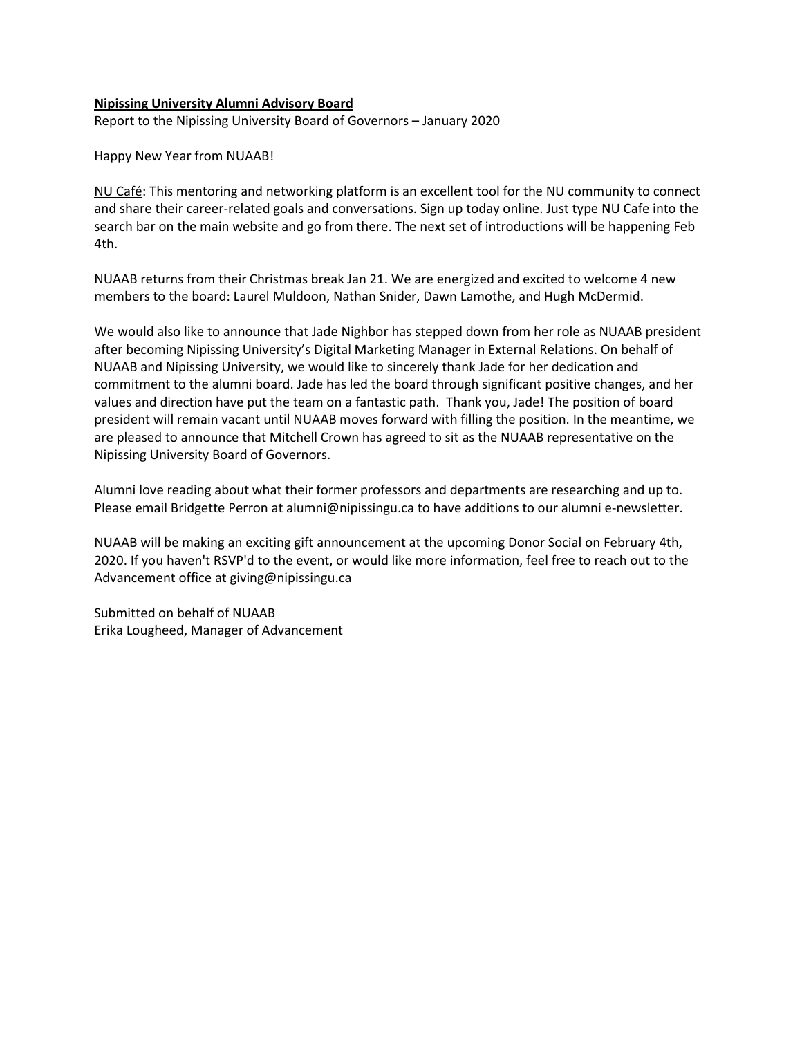**Nipissing University Alumni Advisory Board**

Report to the Nipissing University Board of Governors – January 2020

Happy New Year from NUAAB!

NU Café: This mentoring and networking platform is an excellent tool for the NU community to connect and share their career-related goals and conversations. Sign up today online. Just type NU Cafe into the search bar on the main website and go from there. The next set of introductions will be happening Feb 4th.

NUAAB returns from their Christmas break Jan 21. We are energized and excited to welcome 4 new members to the board: Laurel Muldoon, Nathan Snider, Dawn Lamothe, and Hugh McDermid.

We would also like to announce that Jade Nighbor has stepped down from her role as NUAAB president after becoming Nipissing University's Digital Marketing Manager in External Relations. On behalf of NUAAB and Nipissing University, we would like to sincerely thank Jade for her dedication and commitment to the alumni board. Jade has led the board through significant positive changes, and her values and direction have put the team on a fantastic path. Thank you, Jade! The position of board president will remain vacant until NUAAB moves forward with filling the position. In the meantime, we are pleased to announce that Mitchell Crown has agreed to sit as the NUAAB representative on the Nipissing University Board of Governors.

Alumni love reading about what their former professors and departments are researching and up to. Please email Bridgette Perron at alumni@nipissingu.ca to have additions to our alumni e-newsletter.

NUAAB will be making an exciting gift announcement at the upcoming Donor Social on February 4th, 2020. If you haven't RSVP'd to the event, or would like more information, feel free to reach out to the Advancement office at giving@nipissingu.ca

Submitted on behalf of NUAAB
Erika Lougheed, Manager of Advancement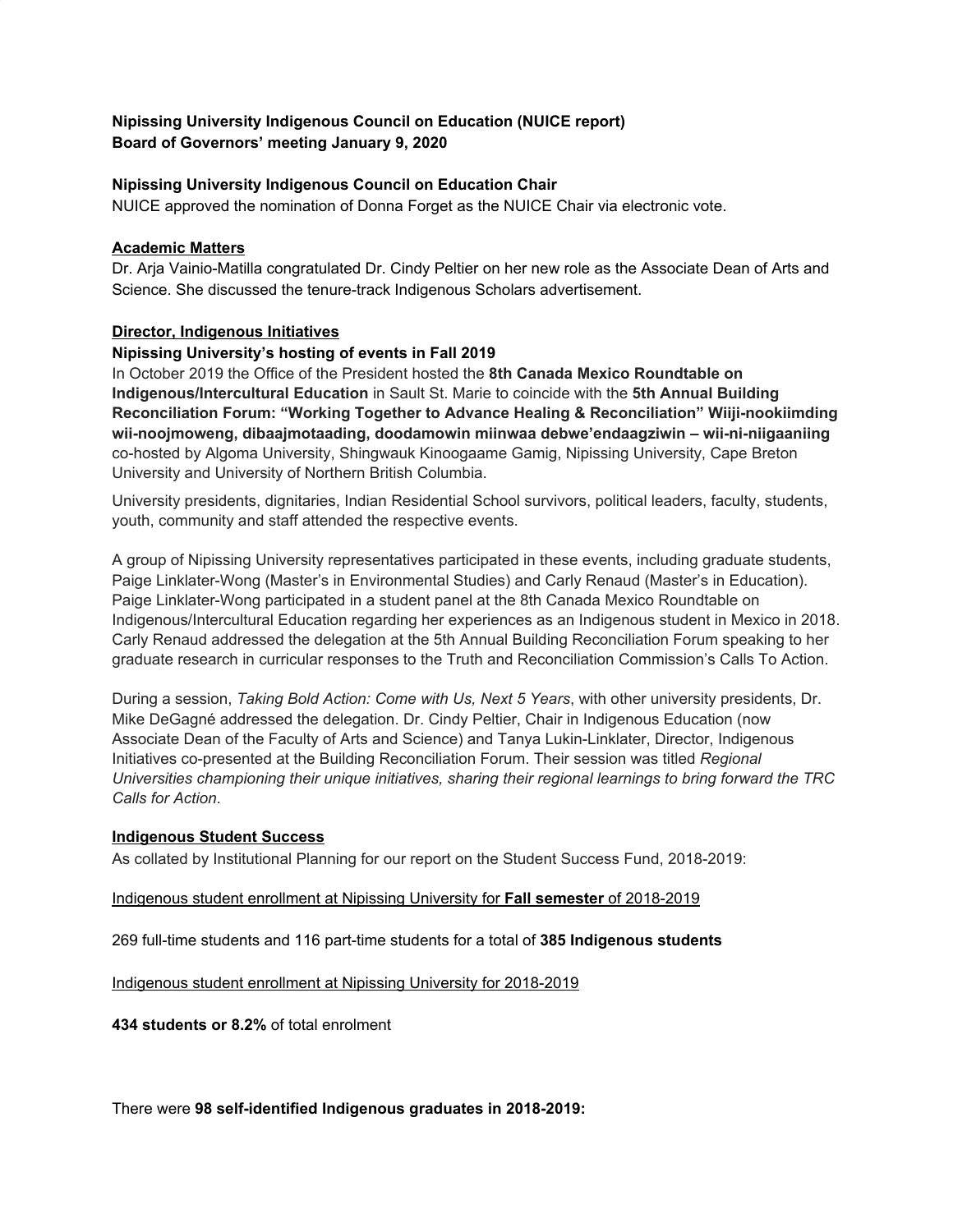**Nipissing University Indigenous Council on Education (NUICE report)**
**Board of Governors' meeting January 9, 2020**

**Nipissing University Indigenous Council on Education Chair**

NUICE approved the nomination of Donna Forget as the NUICE Chair via electronic vote.

**Academic Matters**

Dr. Arja Vainio-Matilla congratulated Dr. Cindy Peltier on her new role as the Associate Dean of Arts and Science. She discussed the tenure-track Indigenous Scholars advertisement.

**Director, Indigenous Initiatives**

**Nipissing University's hosting of events in Fall 2019**

In October 2019 the Office of the President hosted the **8th Canada Mexico Roundtable on Indigenous/Intercultural Education** in Sault St. Marie to coincide with the **5th Annual Building Reconciliation Forum: "Working Together to Advance Healing & Reconciliation" Wiiji-nookiimding wii-noojmoweng, dibaajmotaading, doodamowin miinwaa debwe'endaagziwin – wii-ni-niigaaniing** co-hosted by Algoma University, Shingwauk Kinoogaame Gamig, Nipissing University, Cape Breton University and University of Northern British Columbia.

University presidents, dignitaries, Indian Residential School survivors, political leaders, faculty, students, youth, community and staff attended the respective events.

A group of Nipissing University representatives participated in these events, including graduate students, Paige Linklater-Wong (Master's in Environmental Studies) and Carly Renaud (Master's in Education). Paige Linklater-Wong participated in a student panel at the 8th Canada Mexico Roundtable on Indigenous/Intercultural Education regarding her experiences as an Indigenous student in Mexico in 2018. Carly Renaud addressed the delegation at the 5th Annual Building Reconciliation Forum speaking to her graduate research in curricular responses to the Truth and Reconciliation Commission's Calls To Action.

During a session, *Taking Bold Action: Come with Us, Next 5 Years*, with other university presidents, Dr. Mike DeGagné addressed the delegation. Dr. Cindy Peltier, Chair in Indigenous Education (now Associate Dean of the Faculty of Arts and Science) and Tanya Lukin-Linklater, Director, Indigenous Initiatives co-presented at the Building Reconciliation Forum. Their session was titled *Regional Universities championing their unique initiatives, sharing their regional learnings to bring forward the TRC Calls for Action*.

**Indigenous Student Success**

As collated by Institutional Planning for our report on the Student Success Fund, 2018-2019:

Indigenous student enrollment at Nipissing University for **Fall semester** of 2018-2019

269 full-time students and 116 part-time students for a total of **385 Indigenous students**

Indigenous student enrollment at Nipissing University for 2018-2019

**434 students or 8.2%** of total enrolment

There were **98 self-identified Indigenous graduates in 2018-2019:**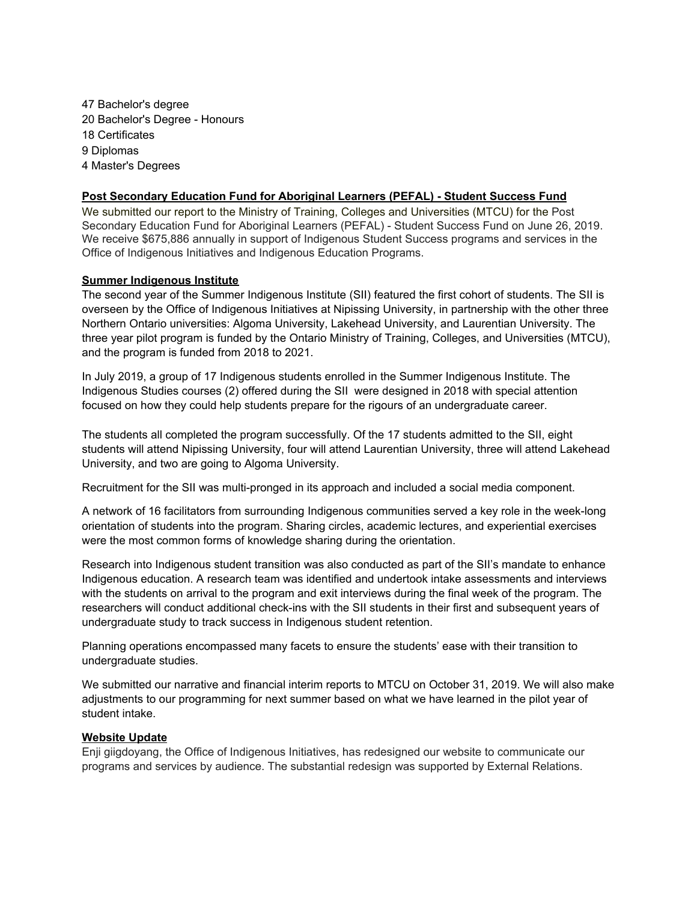47 Bachelor's degree
20 Bachelor's Degree - Honours
18 Certificates
9 Diplomas
4 Master's Degrees

**Post Secondary Education Fund for Aboriginal Learners (PEFAL) - Student Success Fund**

We submitted our report to the Ministry of Training, Colleges and Universities (MTCU) for the Post Secondary Education Fund for Aboriginal Learners (PEFAL) - Student Success Fund on June 26, 2019. We receive $675,886 annually in support of Indigenous Student Success programs and services in the Office of Indigenous Initiatives and Indigenous Education Programs.

**Summer Indigenous Institute**

The second year of the Summer Indigenous Institute (SII) featured the first cohort of students. The SII is overseen by the Office of Indigenous Initiatives at Nipissing University, in partnership with the other three Northern Ontario universities: Algoma University, Lakehead University, and Laurentian University. The three year pilot program is funded by the Ontario Ministry of Training, Colleges, and Universities (MTCU), and the program is funded from 2018 to 2021.

In July 2019, a group of 17 Indigenous students enrolled in the Summer Indigenous Institute. The Indigenous Studies courses (2) offered during the SII were designed in 2018 with special attention focused on how they could help students prepare for the rigours of an undergraduate career.

The students all completed the program successfully. Of the 17 students admitted to the SII, eight students will attend Nipissing University, four will attend Laurentian University, three will attend Lakehead University, and two are going to Algoma University.

Recruitment for the SII was multi-pronged in its approach and included a social media component.

A network of 16 facilitators from surrounding Indigenous communities served a key role in the week-long orientation of students into the program. Sharing circles, academic lectures, and experiential exercises were the most common forms of knowledge sharing during the orientation.

Research into Indigenous student transition was also conducted as part of the SII's mandate to enhance Indigenous education. A research team was identified and undertook intake assessments and interviews with the students on arrival to the program and exit interviews during the final week of the program. The researchers will conduct additional check-ins with the SII students in their first and subsequent years of undergraduate study to track success in Indigenous student retention.

Planning operations encompassed many facets to ensure the students' ease with their transition to undergraduate studies.

We submitted our narrative and financial interim reports to MTCU on October 31, 2019. We will also make adjustments to our programming for next summer based on what we have learned in the pilot year of student intake.

**Website Update**

Enji giigdoyang, the Office of Indigenous Initiatives, has redesigned our website to communicate our programs and services by audience. The substantial redesign was supported by External Relations.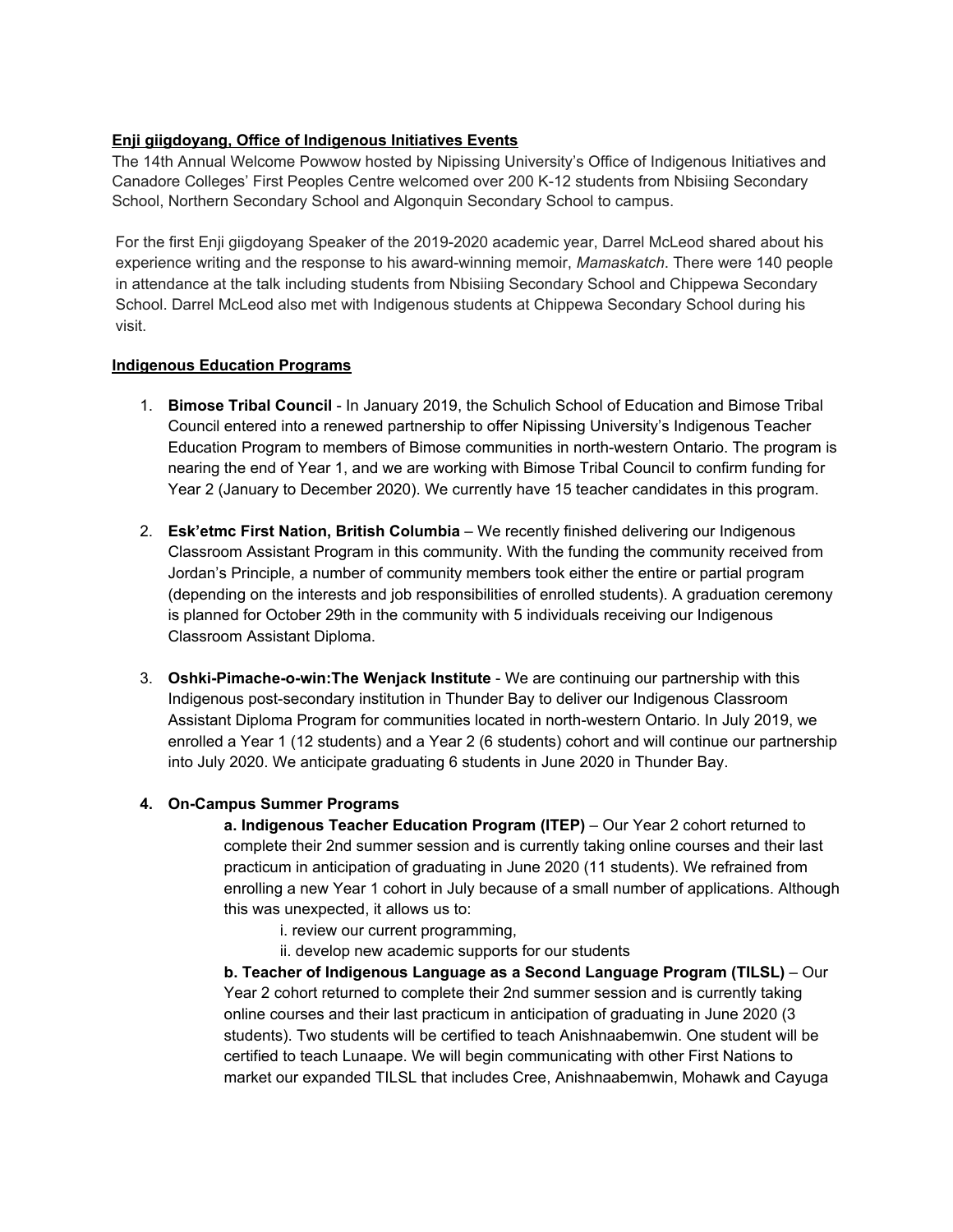**Enji giigdoyang, Office of Indigenous Initiatives Events**

The 14th Annual Welcome Powwow hosted by Nipissing University's Office of Indigenous Initiatives and Canadore Colleges' First Peoples Centre welcomed over 200 K-12 students from Nbisiing Secondary School, Northern Secondary School and Algonquin Secondary School to campus.

For the first Enji giigdoyang Speaker of the 2019-2020 academic year, Darrel McLeod shared about his experience writing and the response to his award-winning memoir, *Mamaskatch*. There were 140 people in attendance at the talk including students from Nbisiing Secondary School and Chippewa Secondary School. Darrel McLeod also met with Indigenous students at Chippewa Secondary School during his visit.

**Indigenous Education Programs**

1. **Bimose Tribal Council** - In January 2019, the Schulich School of Education and Bimose Tribal Council entered into a renewed partnership to offer Nipissing University's Indigenous Teacher Education Program to members of Bimose communities in north-western Ontario. The program is nearing the end of Year 1, and we are working with Bimose Tribal Council to confirm funding for Year 2 (January to December 2020). We currently have 15 teacher candidates in this program.

2. **Esk'etmc First Nation, British Columbia** – We recently finished delivering our Indigenous Classroom Assistant Program in this community. With the funding the community received from Jordan's Principle, a number of community members took either the entire or partial program (depending on the interests and job responsibilities of enrolled students). A graduation ceremony is planned for October 29th in the community with 5 individuals receiving our Indigenous Classroom Assistant Diploma.

3. **Oshki-Pimache-o-win:The Wenjack Institute** - We are continuing our partnership with this Indigenous post-secondary institution in Thunder Bay to deliver our Indigenous Classroom Assistant Diploma Program for communities located in north-western Ontario. In July 2019, we enrolled a Year 1 (12 students) and a Year 2 (6 students) cohort and will continue our partnership into July 2020. We anticipate graduating 6 students in June 2020 in Thunder Bay.

4. **On-Campus Summer Programs**

   **a. Indigenous Teacher Education Program (ITEP)** – Our Year 2 cohort returned to complete their 2nd summer session and is currently taking online courses and their last practicum in anticipation of graduating in June 2020 (11 students). We refrained from enrolling a new Year 1 cohort in July because of a small number of applications. Although this was unexpected, it allows us to:

   i. review our current programming,

   ii. develop new academic supports for our students

   **b. Teacher of Indigenous Language as a Second Language Program (TILSL)** – Our Year 2 cohort returned to complete their 2nd summer session and is currently taking online courses and their last practicum in anticipation of graduating in June 2020 (3 students). Two students will be certified to teach Anishnaabemwin. One student will be certified to teach Lunaape. We will begin communicating with other First Nations to market our expanded TILSL that includes Cree, Anishnaabemwin, Mohawk and Cayuga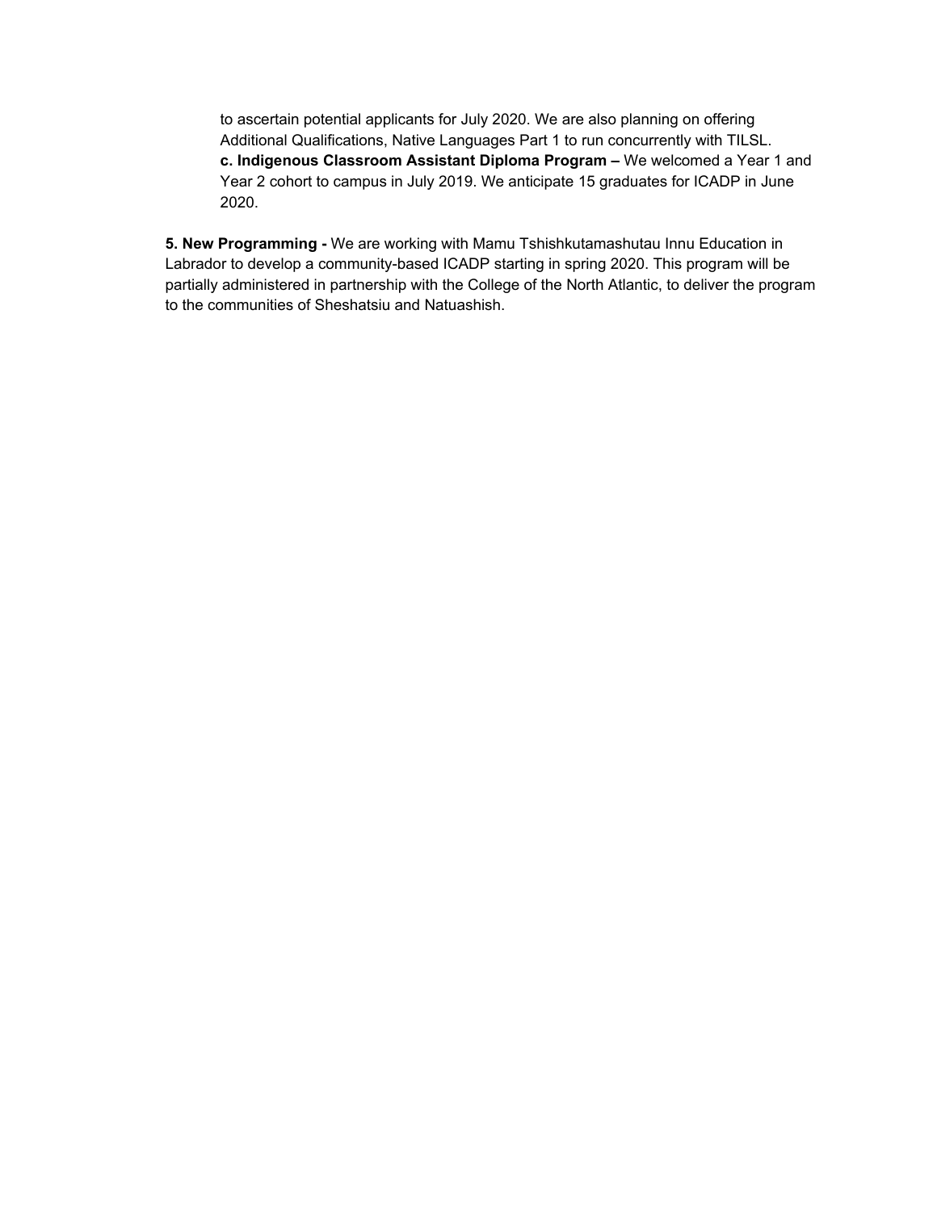to ascertain potential applicants for July 2020. We are also planning on offering Additional Qualifications, Native Languages Part 1 to run concurrently with TILSL.

**c. Indigenous Classroom Assistant Diploma Program –** We welcomed a Year 1 and Year 2 cohort to campus in July 2019. We anticipate 15 graduates for ICADP in June 2020.

**5. New Programming -** We are working with Mamu Tshishkutamashutau Innu Education in Labrador to develop a community-based ICADP starting in spring 2020. This program will be partially administered in partnership with the College of the North Atlantic, to deliver the program to the communities of Sheshatsiu and Natuashish.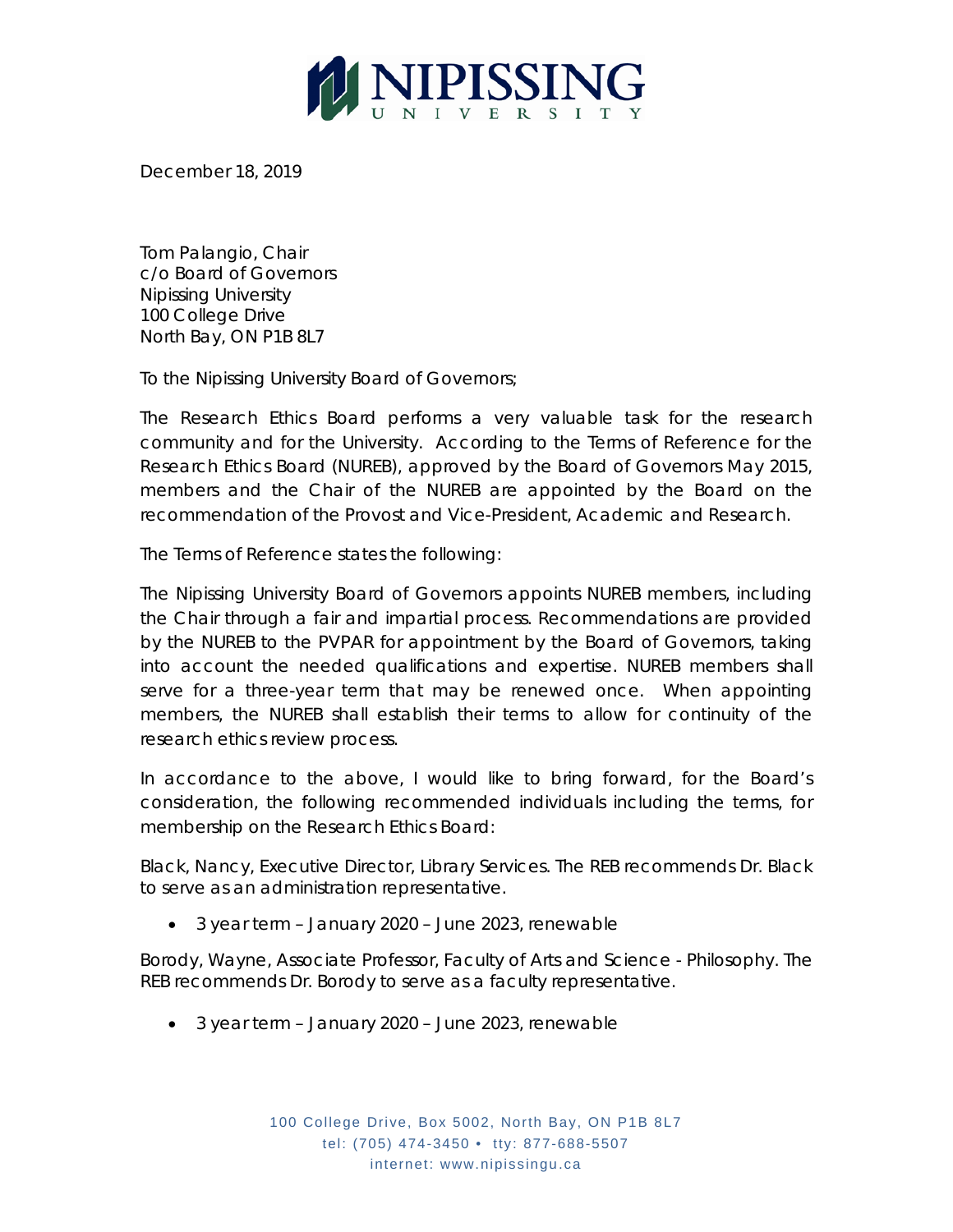December 18, 2019

Tom Palangio, Chair
c/o Board of Governors
Nipissing University
100 College Drive
North Bay, ON P1B 8L7

To the Nipissing University Board of Governors;

The Research Ethics Board performs a very valuable task for the research community and for the University. According to the Terms of Reference for the Research Ethics Board (NUREB), approved by the Board of Governors May 2015, members and the Chair of the NUREB are appointed by the Board on the recommendation of the Provost and Vice-President, Academic and Research.

The Terms of Reference states the following:

The Nipissing University Board of Governors appoints NUREB members, including the Chair through a fair and impartial process. Recommendations are provided by the NUREB to the PVPAR for appointment by the Board of Governors, taking into account the needed qualifications and expertise. NUREB members shall serve for a three-year term that may be renewed once. When appointing members, the NUREB shall establish their terms to allow for continuity of the research ethics review process.

In accordance to the above, I would like to bring forward, for the Board's consideration, the following recommended individuals including the terms, for membership on the Research Ethics Board:

Black, Nancy, Executive Director, Library Services. The REB recommends Dr. Black to serve as an administration representative.

- 3 year term – January 2020 – June 2023, renewable

Borody, Wayne, Associate Professor, Faculty of Arts and Science - Philosophy. The REB recommends Dr. Borody to serve as a faculty representative.

- 3 year term – January 2020 – June 2023, renewable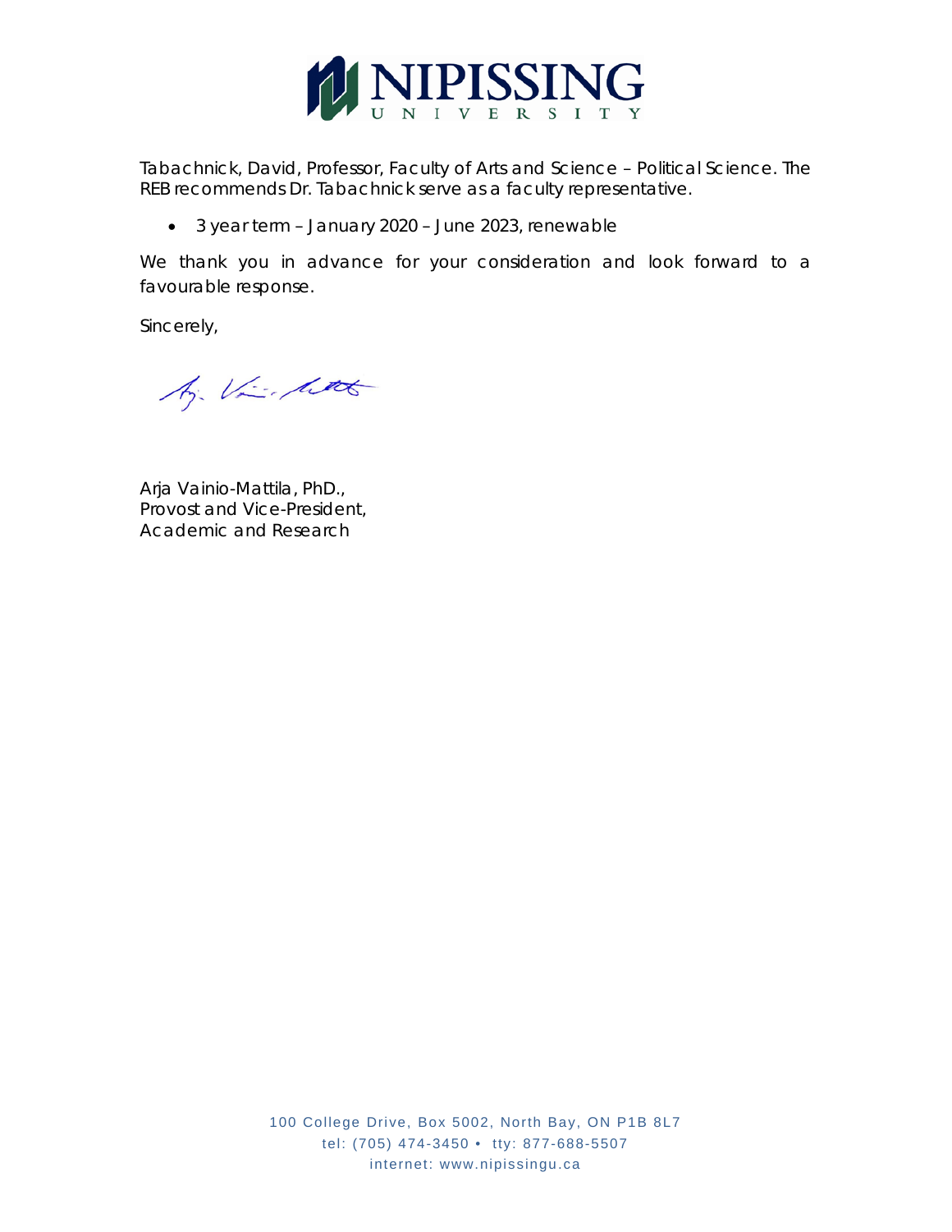Tabachnick, David, Professor, Faculty of Arts and Science – Political Science. The REB recommends Dr. Tabachnick serve as a faculty representative.

- 3 year term – January 2020 – June 2023, renewable

We thank you in advance for your consideration and look forward to a favourable response.

Sincerely,

Arja Vainio-Mattila, PhD.,
Provost and Vice-President,
Academic and Research